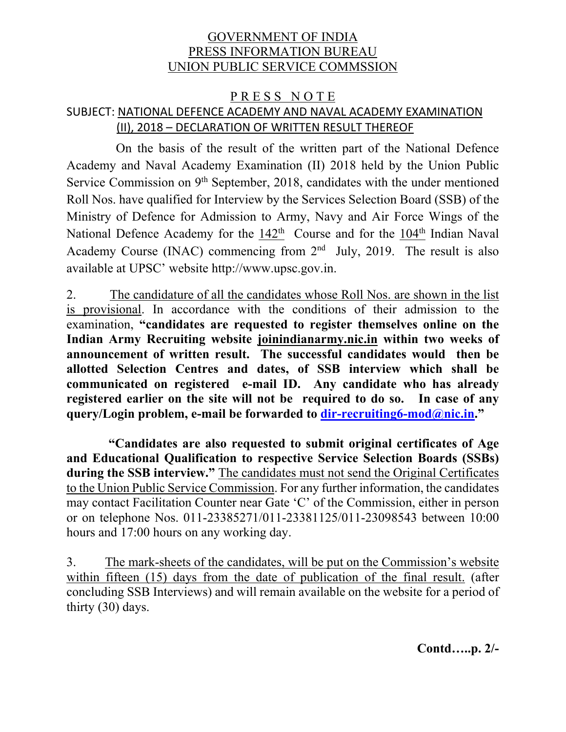GOVERNMENT OF INDIA
PRESS INFORMATION BUREAU
UNION PUBLIC SERVICE COMMSSION

# PRESS NOTE

SUBJECT: NATIONAL DEFENCE ACADEMY AND NAVAL ACADEMY EXAMINATION (II), 2018 – DECLARATION OF WRITTEN RESULT THEREOF

On the basis of the result of the written part of the National Defence Academy and Naval Academy Examination (II) 2018 held by the Union Public Service Commission on 9th September, 2018, candidates with the under mentioned Roll Nos. have qualified for Interview by the Services Selection Board (SSB) of the Ministry of Defence for Admission to Army, Navy and Air Force Wings of the National Defence Academy for the 142th Course and for the 104th Indian Naval Academy Course (INAC) commencing from 2nd July, 2019. The result is also available at UPSC' website http://www.upsc.gov.in.

2. The candidature of all the candidates whose Roll Nos. are shown in the list is provisional. In accordance with the conditions of their admission to the examination, **"candidates are requested to register themselves online on the Indian Army Recruiting website joinindianarmy.nic.in within two weeks of announcement of written result. The successful candidates would then be allotted Selection Centres and dates, of SSB interview which shall be communicated on registered e-mail ID. Any candidate who has already registered earlier on the site will not be required to do so. In case of any query/Login problem, e-mail be forwarded to dir-recruiting6-mod@nic.in."**

**"Candidates are also requested to submit original certificates of Age and Educational Qualification to respective Service Selection Boards (SSBs) during the SSB interview."** The candidates must not send the Original Certificates to the Union Public Service Commission. For any further information, the candidates may contact Facilitation Counter near Gate 'C' of the Commission, either in person or on telephone Nos. 011-23385271/011-23381125/011-23098543 between 10:00 hours and 17:00 hours on any working day.

3. The mark-sheets of the candidates, will be put on the Commission's website within fifteen (15) days from the date of publication of the final result. (after concluding SSB Interviews) and will remain available on the website for a period of thirty (30) days.

**Contd…..p. 2/-**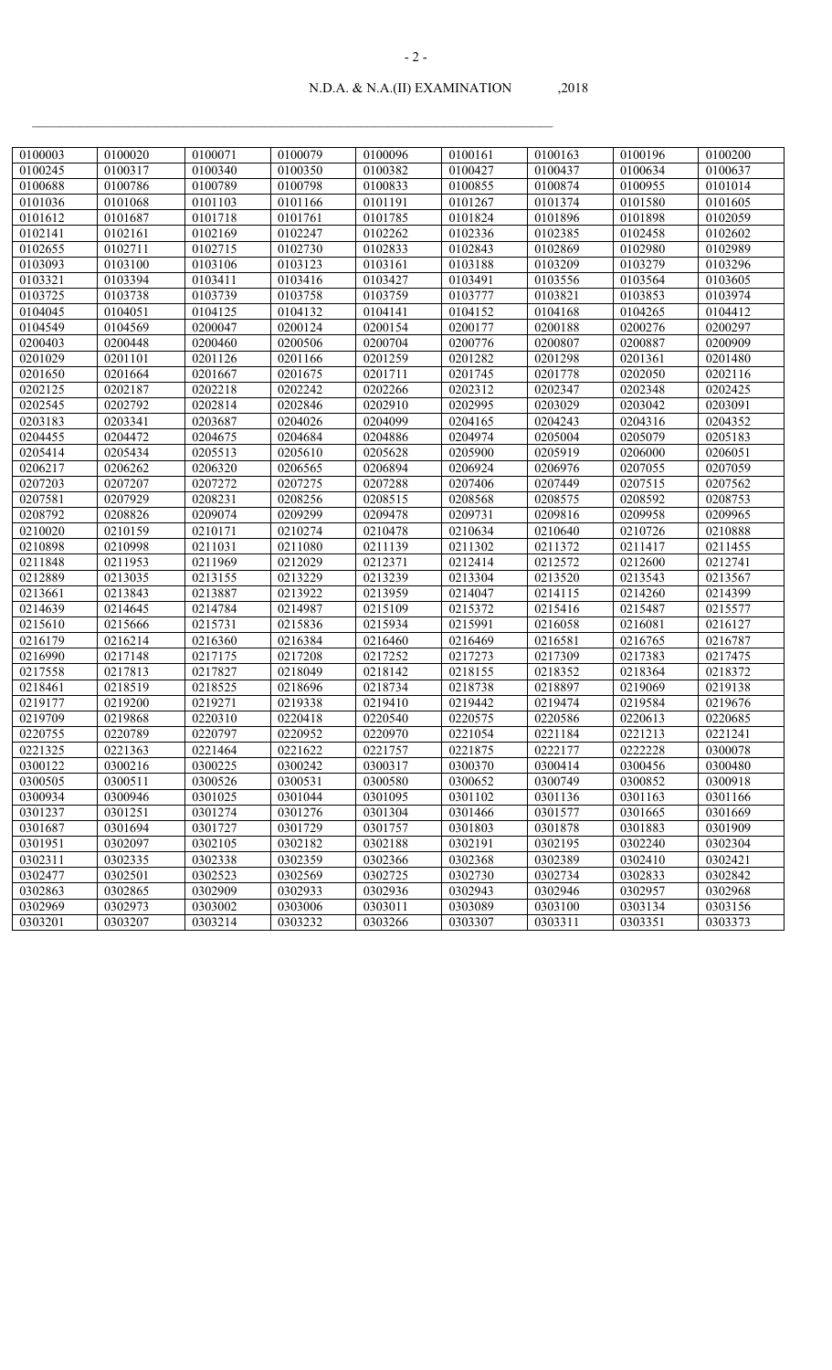N.D.A. & N.A.(II) EXAMINATION ,2018

| | | | | | | | | |
|---|---|---|---|---|---|---|---|---|
| 0100003 | 0100020 | 0100071 | 0100079 | 0100096 | 0100161 | 0100163 | 0100196 | 0100200 |
| 0100245 | 0100317 | 0100340 | 0100350 | 0100382 | 0100427 | 0100437 | 0100634 | 0100637 |
| 0100688 | 0100786 | 0100789 | 0100798 | 0100833 | 0100855 | 0100874 | 0100955 | 0101014 |
| 0101036 | 0101068 | 0101103 | 0101166 | 0101191 | 0101267 | 0101374 | 0101580 | 0101605 |
| 0101612 | 0101687 | 0101718 | 0101761 | 0101785 | 0101824 | 0101896 | 0101898 | 0102059 |
| 0102141 | 0102161 | 0102169 | 0102247 | 0102262 | 0102336 | 0102385 | 0102458 | 0102602 |
| 0102655 | 0102711 | 0102715 | 0102730 | 0102833 | 0102843 | 0102869 | 0102980 | 0102989 |
| 0103093 | 0103100 | 0103106 | 0103123 | 0103161 | 0103188 | 0103209 | 0103279 | 0103296 |
| 0103321 | 0103394 | 0103411 | 0103416 | 0103427 | 0103491 | 0103556 | 0103564 | 0103605 |
| 0103725 | 0103738 | 0103739 | 0103758 | 0103759 | 0103777 | 0103821 | 0103853 | 0103974 |
| 0104045 | 0104051 | 0104125 | 0104132 | 0104141 | 0104152 | 0104168 | 0104265 | 0104412 |
| 0104549 | 0104569 | 0200047 | 0200124 | 0200154 | 0200177 | 0200188 | 0200276 | 0200297 |
| 0200403 | 0200448 | 0200460 | 0200506 | 0200704 | 0200776 | 0200807 | 0200887 | 0200909 |
| 0201029 | 0201101 | 0201126 | 0201166 | 0201259 | 0201282 | 0201298 | 0201361 | 0201480 |
| 0201650 | 0201664 | 0201667 | 0201675 | 0201711 | 0201745 | 0201778 | 0202050 | 0202116 |
| 0202125 | 0202187 | 0202218 | 0202242 | 0202266 | 0202312 | 0202347 | 0202348 | 0202425 |
| 0202545 | 0202792 | 0202814 | 0202846 | 0202910 | 0202995 | 0203029 | 0203042 | 0203091 |
| 0203183 | 0203341 | 0203687 | 0204026 | 0204099 | 0204165 | 0204243 | 0204316 | 0204352 |
| 0204455 | 0204472 | 0204675 | 0204684 | 0204886 | 0204974 | 0205004 | 0205079 | 0205183 |
| 0205414 | 0205434 | 0205513 | 0205610 | 0205628 | 0205900 | 0205919 | 0206000 | 0206051 |
| 0206217 | 0206262 | 0206320 | 0206565 | 0206894 | 0206924 | 0206976 | 0207055 | 0207059 |
| 0207203 | 0207207 | 0207272 | 0207275 | 0207288 | 0207406 | 0207449 | 0207515 | 0207562 |
| 0207581 | 0207929 | 0208231 | 0208256 | 0208515 | 0208568 | 0208575 | 0208592 | 0208753 |
| 0208792 | 0208826 | 0209074 | 0209299 | 0209478 | 0209731 | 0209816 | 0209958 | 0209965 |
| 0210020 | 0210159 | 0210171 | 0210274 | 0210478 | 0210634 | 0210640 | 0210726 | 0210888 |
| 0210898 | 0210998 | 0211031 | 0211080 | 0211139 | 0211302 | 0211372 | 0211417 | 0211455 |
| 0211848 | 0211953 | 0211969 | 0212029 | 0212371 | 0212414 | 0212572 | 0212600 | 0212741 |
| 0212889 | 0213035 | 0213155 | 0213229 | 0213239 | 0213304 | 0213520 | 0213543 | 0213567 |
| 0213661 | 0213843 | 0213887 | 0213922 | 0213959 | 0214047 | 0214115 | 0214260 | 0214399 |
| 0214639 | 0214645 | 0214784 | 0214987 | 0215109 | 0215372 | 0215416 | 0215487 | 0215577 |
| 0215610 | 0215666 | 0215731 | 0215836 | 0215934 | 0215991 | 0216058 | 0216081 | 0216127 |
| 0216179 | 0216214 | 0216360 | 0216384 | 0216460 | 0216469 | 0216581 | 0216765 | 0216787 |
| 0216990 | 0217148 | 0217175 | 0217208 | 0217252 | 0217273 | 0217309 | 0217383 | 0217475 |
| 0217558 | 0217813 | 0217827 | 0218049 | 0218142 | 0218155 | 0218352 | 0218364 | 0218372 |
| 0218461 | 0218519 | 0218525 | 0218696 | 0218734 | 0218738 | 0218897 | 0219069 | 0219138 |
| 0219177 | 0219200 | 0219271 | 0219338 | 0219410 | 0219442 | 0219474 | 0219584 | 0219676 |
| 0219709 | 0219868 | 0220310 | 0220418 | 0220540 | 0220575 | 0220586 | 0220613 | 0220685 |
| 0220755 | 0220789 | 0220797 | 0220952 | 0220970 | 0221054 | 0221184 | 0221213 | 0221241 |
| 0221325 | 0221363 | 0221464 | 0221622 | 0221757 | 0221875 | 0222177 | 0222228 | 0300078 |
| 0300122 | 0300216 | 0300225 | 0300242 | 0300317 | 0300370 | 0300414 | 0300456 | 0300480 |
| 0300505 | 0300511 | 0300526 | 0300531 | 0300580 | 0300652 | 0300749 | 0300852 | 0300918 |
| 0300934 | 0300946 | 0301025 | 0301044 | 0301095 | 0301102 | 0301136 | 0301163 | 0301166 |
| 0301237 | 0301251 | 0301274 | 0301276 | 0301304 | 0301466 | 0301577 | 0301665 | 0301669 |
| 0301687 | 0301694 | 0301727 | 0301729 | 0301757 | 0301803 | 0301878 | 0301883 | 0301909 |
| 0301951 | 0302097 | 0302105 | 0302182 | 0302188 | 0302191 | 0302195 | 0302240 | 0302304 |
| 0302311 | 0302335 | 0302338 | 0302359 | 0302366 | 0302368 | 0302389 | 0302410 | 0302421 |
| 0302477 | 0302501 | 0302523 | 0302569 | 0302725 | 0302730 | 0302734 | 0302833 | 0302842 |
| 0302863 | 0302865 | 0302909 | 0302933 | 0302936 | 0302943 | 0302946 | 0302957 | 0302968 |
| 0302969 | 0302973 | 0303002 | 0303006 | 0303011 | 0303089 | 0303100 | 0303134 | 0303156 |
| 0303201 | 0303207 | 0303214 | 0303232 | 0303266 | 0303307 | 0303311 | 0303351 | 0303373 |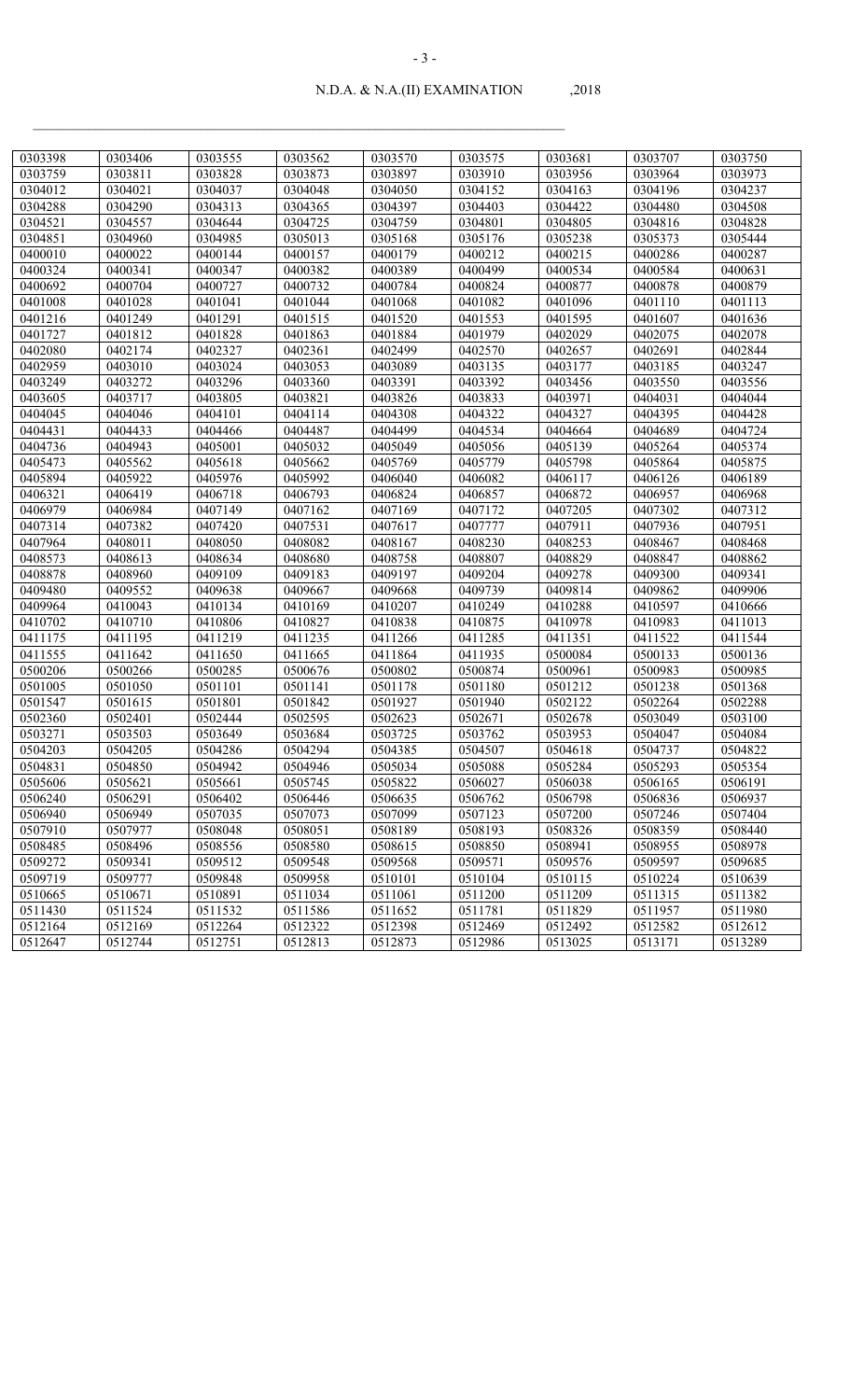| 0303398 | 0303406 | 0303555 | 0303562 | 0303570 | 0303575 | 0303681 | 0303707 | 0303750 |
|---|---|---|---|---|---|---|---|---|
| 0303759 | 0303811 | 0303828 | 0303873 | 0303897 | 0303910 | 0303956 | 0303964 | 0303973 |
| 0304012 | 0304021 | 0304037 | 0304048 | 0304050 | 0304152 | 0304163 | 0304196 | 0304237 |
| 0304288 | 0304290 | 0304313 | 0304365 | 0304397 | 0304403 | 0304422 | 0304480 | 0304508 |
| 0304521 | 0304557 | 0304644 | 0304725 | 0304759 | 0304801 | 0304805 | 0304816 | 0304828 |
| 0304851 | 0304960 | 0304985 | 0305013 | 0305168 | 0305176 | 0305238 | 0305373 | 0305444 |
| 0400010 | 0400022 | 0400144 | 0400157 | 0400179 | 0400212 | 0400215 | 0400286 | 0400287 |
| 0400324 | 0400341 | 0400347 | 0400382 | 0400389 | 0400499 | 0400534 | 0400584 | 0400631 |
| 0400692 | 0400704 | 0400727 | 0400732 | 0400784 | 0400824 | 0400877 | 0400878 | 0400879 |
| 0401008 | 0401028 | 0401041 | 0401044 | 0401068 | 0401082 | 0401096 | 0401110 | 0401113 |
| 0401216 | 0401249 | 0401291 | 0401515 | 0401520 | 0401553 | 0401595 | 0401607 | 0401636 |
| 0401727 | 0401812 | 0401828 | 0401863 | 0401884 | 0401979 | 0402029 | 0402075 | 0402078 |
| 0402080 | 0402174 | 0402327 | 0402361 | 0402499 | 0402570 | 0402657 | 0402691 | 0402844 |
| 0402959 | 0403010 | 0403024 | 0403053 | 0403089 | 0403135 | 0403177 | 0403185 | 0403247 |
| 0403249 | 0403272 | 0403296 | 0403360 | 0403391 | 0403392 | 0403456 | 0403550 | 0403556 |
| 0403605 | 0403717 | 0403805 | 0403821 | 0403826 | 0403833 | 0403971 | 0404031 | 0404044 |
| 0404045 | 0404046 | 0404101 | 0404114 | 0404308 | 0404322 | 0404327 | 0404395 | 0404428 |
| 0404431 | 0404433 | 0404466 | 0404487 | 0404499 | 0404534 | 0404664 | 0404689 | 0404724 |
| 0404736 | 0404943 | 0405001 | 0405032 | 0405049 | 0405056 | 0405139 | 0405264 | 0405374 |
| 0405473 | 0405562 | 0405618 | 0405662 | 0405769 | 0405779 | 0405798 | 0405864 | 0405875 |
| 0405894 | 0405922 | 0405976 | 0405992 | 0406040 | 0406082 | 0406117 | 0406126 | 0406189 |
| 0406321 | 0406419 | 0406718 | 0406793 | 0406824 | 0406857 | 0406872 | 0406957 | 0406968 |
| 0406979 | 0406984 | 0407149 | 0407162 | 0407169 | 0407172 | 0407205 | 0407302 | 0407312 |
| 0407314 | 0407382 | 0407420 | 0407531 | 0407617 | 0407777 | 0407911 | 0407936 | 0407951 |
| 0407964 | 0408011 | 0408050 | 0408082 | 0408167 | 0408230 | 0408253 | 0408467 | 0408468 |
| 0408573 | 0408613 | 0408634 | 0408680 | 0408758 | 0408807 | 0408829 | 0408847 | 0408862 |
| 0408878 | 0408960 | 0409109 | 0409183 | 0409197 | 0409204 | 0409278 | 0409300 | 0409341 |
| 0409480 | 0409552 | 0409638 | 0409667 | 0409668 | 0409739 | 0409814 | 0409862 | 0409906 |
| 0409964 | 0410043 | 0410134 | 0410169 | 0410207 | 0410249 | 0410288 | 0410597 | 0410666 |
| 0410702 | 0410710 | 0410806 | 0410827 | 0410838 | 0410875 | 0410978 | 0410983 | 0411013 |
| 0411175 | 0411195 | 0411219 | 0411235 | 0411266 | 0411285 | 0411351 | 0411522 | 0411544 |
| 0411555 | 0411642 | 0411650 | 0411665 | 0411864 | 0411935 | 0500084 | 0500133 | 0500136 |
| 0500206 | 0500266 | 0500285 | 0500676 | 0500802 | 0500874 | 0500961 | 0500983 | 0500985 |
| 0501005 | 0501050 | 0501101 | 0501141 | 0501178 | 0501180 | 0501212 | 0501238 | 0501368 |
| 0501547 | 0501615 | 0501801 | 0501842 | 0501927 | 0501940 | 0502122 | 0502264 | 0502288 |
| 0502360 | 0502401 | 0502444 | 0502595 | 0502623 | 0502671 | 0502678 | 0503049 | 0503100 |
| 0503271 | 0503503 | 0503649 | 0503684 | 0503725 | 0503762 | 0503953 | 0504047 | 0504084 |
| 0504203 | 0504205 | 0504286 | 0504294 | 0504385 | 0504507 | 0504618 | 0504737 | 0504822 |
| 0504831 | 0504850 | 0504942 | 0504946 | 0505034 | 0505088 | 0505284 | 0505293 | 0505354 |
| 0505606 | 0505621 | 0505661 | 0505745 | 0505822 | 0506027 | 0506038 | 0506165 | 0506191 |
| 0506240 | 0506291 | 0506402 | 0506446 | 0506635 | 0506762 | 0506798 | 0506836 | 0506937 |
| 0506940 | 0506949 | 0507035 | 0507073 | 0507099 | 0507123 | 0507200 | 0507246 | 0507404 |
| 0507910 | 0507977 | 0508048 | 0508051 | 0508189 | 0508193 | 0508326 | 0508359 | 0508440 |
| 0508485 | 0508496 | 0508556 | 0508580 | 0508615 | 0508850 | 0508941 | 0508955 | 0508978 |
| 0509272 | 0509341 | 0509512 | 0509548 | 0509568 | 0509571 | 0509576 | 0509597 | 0509685 |
| 0509719 | 0509777 | 0509848 | 0509958 | 0510101 | 0510104 | 0510115 | 0510224 | 0510639 |
| 0510665 | 0510671 | 0510891 | 0511034 | 0511061 | 0511200 | 0511209 | 0511315 | 0511382 |
| 0511430 | 0511524 | 0511532 | 0511586 | 0511652 | 0511781 | 0511829 | 0511957 | 0511980 |
| 0512164 | 0512169 | 0512264 | 0512322 | 0512398 | 0512469 | 0512492 | 0512582 | 0512612 |
| 0512647 | 0512744 | 0512751 | 0512813 | 0512873 | 0512986 | 0513025 | 0513171 | 0513289 |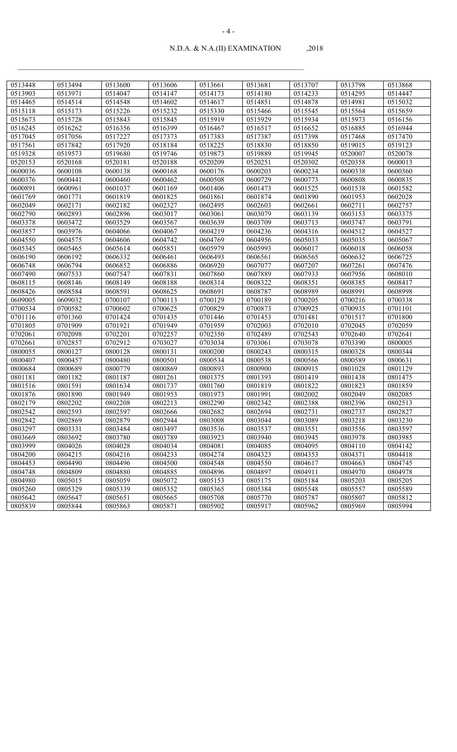N.D.A. & N.A.(II) EXAMINATION ,2018

| | | | | | | | | |
|---|---|---|---|---|---|---|---|---|
| 0513448 | 0513494 | 0513600 | 0513606 | 0513661 | 0513681 | 0513707 | 0513798 | 0513868 |
| 0513903 | 0513971 | 0514047 | 0514147 | 0514173 | 0514180 | 0514233 | 0514295 | 0514447 |
| 0514465 | 0514514 | 0514548 | 0514602 | 0514617 | 0514851 | 0514878 | 0514981 | 0515032 |
| 0515118 | 0515173 | 0515226 | 0515232 | 0515330 | 0515466 | 0515545 | 0515564 | 0515659 |
| 0515673 | 0515728 | 0515843 | 0515845 | 0515919 | 0515929 | 0515934 | 0515973 | 0516156 |
| 0516245 | 0516262 | 0516356 | 0516399 | 0516467 | 0516517 | 0516652 | 0516885 | 0516944 |
| 0517045 | 0517056 | 0517227 | 0517373 | 0517383 | 0517387 | 0517398 | 0517468 | 0517470 |
| 0517561 | 0517842 | 0517920 | 0518184 | 0518225 | 0518830 | 0518850 | 0519015 | 0519123 |
| 0519328 | 0519573 | 0519680 | 0519746 | 0519873 | 0519889 | 0519945 | 0520007 | 0520078 |
| 0520153 | 0520168 | 0520181 | 0520188 | 0520209 | 0520251 | 0520302 | 0520358 | 0600013 |
| 0600036 | 0600108 | 0600138 | 0600168 | 0600176 | 0600203 | 0600234 | 0600338 | 0600360 |
| 0600376 | 0600441 | 0600460 | 0600462 | 0600508 | 0600729 | 0600773 | 0600808 | 0600835 |
| 0600891 | 0600961 | 0601037 | 0601169 | 0601406 | 0601473 | 0601525 | 0601538 | 0601582 |
| 0601769 | 0601771 | 0601819 | 0601825 | 0601861 | 0601874 | 0601890 | 0601953 | 0602028 |
| 0602049 | 0602171 | 0602182 | 0602327 | 0602495 | 0602603 | 0602661 | 0602711 | 0602757 |
| 0602790 | 0602893 | 0602896 | 0603017 | 0603061 | 0603079 | 0603139 | 0603153 | 0603375 |
| 0603378 | 0603472 | 0603529 | 0603567 | 0603639 | 0603709 | 0603713 | 0603747 | 0603791 |
| 0603857 | 0603976 | 0604066 | 0604067 | 0604219 | 0604236 | 0604316 | 0604512 | 0604527 |
| 0604550 | 0604575 | 0604606 | 0604742 | 0604769 | 0604956 | 0605033 | 0605035 | 0605067 |
| 0605345 | 0605465 | 0605614 | 0605851 | 0605979 | 0605993 | 0606017 | 0606018 | 0606058 |
| 0606190 | 0606192 | 0606332 | 0606461 | 0606493 | 0606561 | 0606565 | 0606632 | 0606725 |
| 0606748 | 0606794 | 0606852 | 0606886 | 0606920 | 0607077 | 0607207 | 0607261 | 0607476 |
| 0607490 | 0607533 | 0607547 | 0607831 | 0607860 | 0607889 | 0607933 | 0607956 | 0608010 |
| 0608115 | 0608146 | 0608149 | 0608188 | 0608314 | 0608322 | 0608351 | 0608385 | 0608417 |
| 0608426 | 0608584 | 0608591 | 0608625 | 0608691 | 0608787 | 0608989 | 0608991 | 0608998 |
| 0609005 | 0609032 | 0700107 | 0700113 | 0700129 | 0700189 | 0700205 | 0700216 | 0700338 |
| 0700534 | 0700582 | 0700602 | 0700625 | 0700829 | 0700873 | 0700925 | 0700935 | 0701101 |
| 0701116 | 0701360 | 0701424 | 0701435 | 0701446 | 0701453 | 0701481 | 0701517 | 0701800 |
| 0701805 | 0701909 | 0701921 | 0701949 | 0701959 | 0702003 | 0702010 | 0702045 | 0702059 |
| 0702061 | 0702098 | 0702201 | 0702257 | 0702350 | 0702489 | 0702543 | 0702640 | 0702641 |
| 0702661 | 0702857 | 0702912 | 0703027 | 0703034 | 0703061 | 0703078 | 0703390 | 0800005 |
| 0800055 | 0800127 | 0800128 | 0800131 | 0800200 | 0800243 | 0800315 | 0800328 | 0800344 |
| 0800407 | 0800457 | 0800480 | 0800501 | 0800534 | 0800538 | 0800566 | 0800589 | 0800631 |
| 0800684 | 0800689 | 0800779 | 0800869 | 0800893 | 0800900 | 0800915 | 0801028 | 0801129 |
| 0801181 | 0801182 | 0801187 | 0801261 | 0801375 | 0801393 | 0801419 | 0801438 | 0801475 |
| 0801516 | 0801591 | 0801634 | 0801737 | 0801760 | 0801819 | 0801822 | 0801823 | 0801859 |
| 0801876 | 0801890 | 0801949 | 0801953 | 0801973 | 0801991 | 0802002 | 0802049 | 0802085 |
| 0802179 | 0802202 | 0802208 | 0802213 | 0802290 | 0802342 | 0802388 | 0802396 | 0802513 |
| 0802542 | 0802593 | 0802597 | 0802666 | 0802682 | 0802694 | 0802731 | 0802737 | 0802827 |
| 0802842 | 0802869 | 0802879 | 0802944 | 0803008 | 0803044 | 0803089 | 0803218 | 0803230 |
| 0803297 | 0803331 | 0803484 | 0803497 | 0803536 | 0803537 | 0803551 | 0803556 | 0803597 |
| 0803669 | 0803692 | 0803780 | 0803789 | 0803923 | 0803940 | 0803945 | 0803978 | 0803985 |
| 0803999 | 0804026 | 0804028 | 0804034 | 0804081 | 0804085 | 0804095 | 0804110 | 0804142 |
| 0804200 | 0804215 | 0804216 | 0804233 | 0804274 | 0804323 | 0804353 | 0804371 | 0804418 |
| 0804453 | 0804490 | 0804496 | 0804500 | 0804548 | 0804550 | 0804617 | 0804663 | 0804745 |
| 0804748 | 0804809 | 0804880 | 0804885 | 0804896 | 0804897 | 0804911 | 0804970 | 0804978 |
| 0804980 | 0805015 | 0805059 | 0805072 | 0805153 | 0805175 | 0805184 | 0805203 | 0805205 |
| 0805260 | 0805329 | 0805339 | 0805352 | 0805365 | 0805384 | 0805548 | 0805557 | 0805589 |
| 0805642 | 0805647 | 0805651 | 0805665 | 0805708 | 0805770 | 0805787 | 0805807 | 0805812 |
| 0805839 | 0805844 | 0805863 | 0805871 | 0805902 | 0805917 | 0805962 | 0805969 | 0805994 |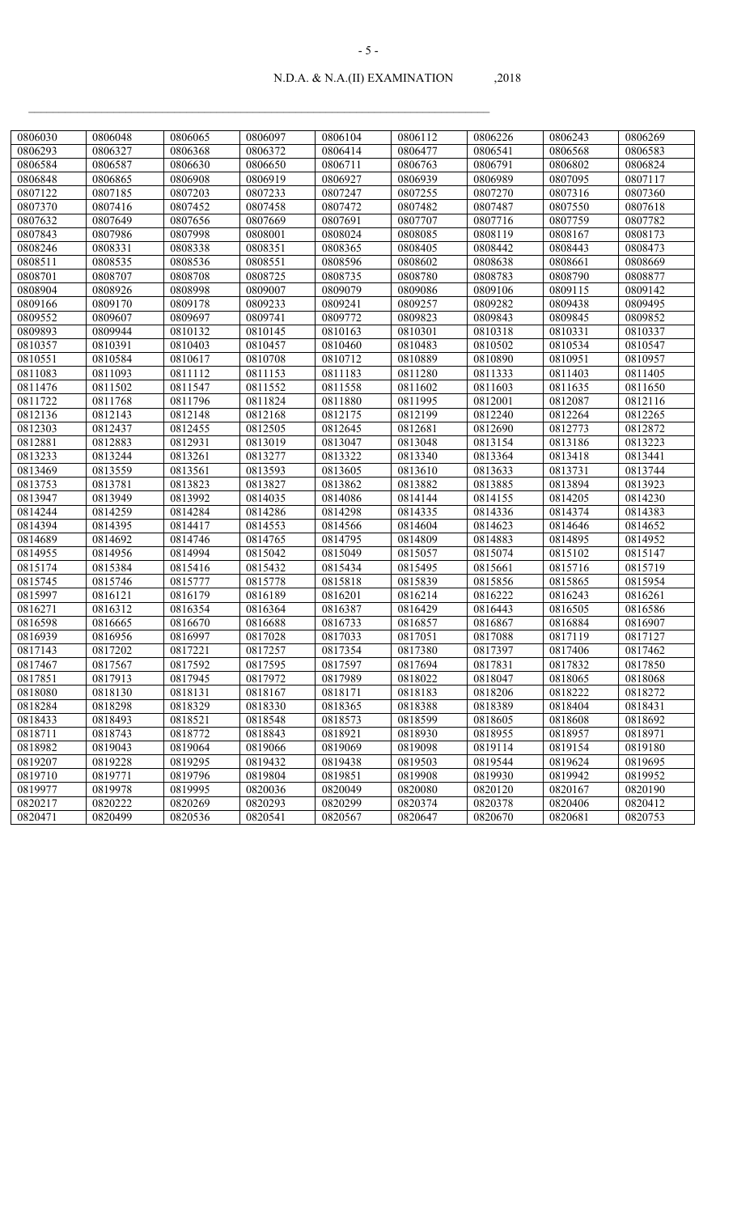| 0806030 | 0806048 | 0806065 | 0806097 | 0806104 | 0806112 | 0806226 | 0806243 | 0806269 |
|---|---|---|---|---|---|---|---|---|
| 0806293 | 0806327 | 0806368 | 0806372 | 0806414 | 0806477 | 0806541 | 0806568 | 0806583 |
| 0806584 | 0806587 | 0806630 | 0806650 | 0806711 | 0806763 | 0806791 | 0806802 | 0806824 |
| 0806848 | 0806865 | 0806908 | 0806919 | 0806927 | 0806939 | 0806989 | 0807095 | 0807117 |
| 0807122 | 0807185 | 0807203 | 0807233 | 0807247 | 0807255 | 0807270 | 0807316 | 0807360 |
| 0807370 | 0807416 | 0807452 | 0807458 | 0807472 | 0807482 | 0807487 | 0807550 | 0807618 |
| 0807632 | 0807649 | 0807656 | 0807669 | 0807691 | 0807707 | 0807716 | 0807759 | 0807782 |
| 0807843 | 0807986 | 0807998 | 0808001 | 0808024 | 0808085 | 0808119 | 0808167 | 0808173 |
| 0808246 | 0808331 | 0808338 | 0808351 | 0808365 | 0808405 | 0808442 | 0808443 | 0808473 |
| 0808511 | 0808535 | 0808536 | 0808551 | 0808596 | 0808602 | 0808638 | 0808661 | 0808669 |
| 0808701 | 0808707 | 0808708 | 0808725 | 0808735 | 0808780 | 0808783 | 0808790 | 0808877 |
| 0808904 | 0808926 | 0808998 | 0809007 | 0809079 | 0809086 | 0809106 | 0809115 | 0809142 |
| 0809166 | 0809170 | 0809178 | 0809233 | 0809241 | 0809257 | 0809282 | 0809438 | 0809495 |
| 0809552 | 0809607 | 0809697 | 0809741 | 0809772 | 0809823 | 0809843 | 0809845 | 0809852 |
| 0809893 | 0809944 | 0810132 | 0810145 | 0810163 | 0810301 | 0810318 | 0810331 | 0810337 |
| 0810357 | 0810391 | 0810403 | 0810457 | 0810460 | 0810483 | 0810502 | 0810534 | 0810547 |
| 0810551 | 0810584 | 0810617 | 0810708 | 0810712 | 0810889 | 0810890 | 0810951 | 0810957 |
| 0811083 | 0811093 | 0811112 | 0811153 | 0811183 | 0811280 | 0811333 | 0811403 | 0811405 |
| 0811476 | 0811502 | 0811547 | 0811552 | 0811558 | 0811602 | 0811603 | 0811635 | 0811650 |
| 0811722 | 0811768 | 0811796 | 0811824 | 0811880 | 0811995 | 0812001 | 0812087 | 0812116 |
| 0812136 | 0812143 | 0812148 | 0812168 | 0812175 | 0812199 | 0812240 | 0812264 | 0812265 |
| 0812303 | 0812437 | 0812455 | 0812505 | 0812645 | 0812681 | 0812690 | 0812773 | 0812872 |
| 0812881 | 0812883 | 0812931 | 0813019 | 0813047 | 0813048 | 0813154 | 0813186 | 0813223 |
| 0813233 | 0813244 | 0813261 | 0813277 | 0813322 | 0813340 | 0813364 | 0813418 | 0813441 |
| 0813469 | 0813559 | 0813561 | 0813593 | 0813605 | 0813610 | 0813633 | 0813731 | 0813744 |
| 0813753 | 0813781 | 0813823 | 0813827 | 0813862 | 0813882 | 0813885 | 0813894 | 0813923 |
| 0813947 | 0813949 | 0813992 | 0814035 | 0814086 | 0814144 | 0814155 | 0814205 | 0814230 |
| 0814244 | 0814259 | 0814284 | 0814286 | 0814298 | 0814335 | 0814336 | 0814374 | 0814383 |
| 0814394 | 0814395 | 0814417 | 0814553 | 0814566 | 0814604 | 0814623 | 0814646 | 0814652 |
| 0814689 | 0814692 | 0814746 | 0814765 | 0814795 | 0814809 | 0814883 | 0814895 | 0814952 |
| 0814955 | 0814956 | 0814994 | 0815042 | 0815049 | 0815057 | 0815074 | 0815102 | 0815147 |
| 0815174 | 0815384 | 0815416 | 0815432 | 0815434 | 0815495 | 0815661 | 0815716 | 0815719 |
| 0815745 | 0815746 | 0815777 | 0815778 | 0815818 | 0815839 | 0815856 | 0815865 | 0815954 |
| 0815997 | 0816121 | 0816179 | 0816189 | 0816201 | 0816214 | 0816222 | 0816243 | 0816261 |
| 0816271 | 0816312 | 0816354 | 0816364 | 0816387 | 0816429 | 0816443 | 0816505 | 0816586 |
| 0816598 | 0816665 | 0816670 | 0816688 | 0816733 | 0816857 | 0816867 | 0816884 | 0816907 |
| 0816939 | 0816956 | 0816997 | 0817028 | 0817033 | 0817051 | 0817088 | 0817119 | 0817127 |
| 0817143 | 0817202 | 0817221 | 0817257 | 0817354 | 0817380 | 0817397 | 0817406 | 0817462 |
| 0817467 | 0817567 | 0817592 | 0817595 | 0817597 | 0817694 | 0817831 | 0817832 | 0817850 |
| 0817851 | 0817913 | 0817945 | 0817972 | 0817989 | 0818022 | 0818047 | 0818065 | 0818068 |
| 0818080 | 0818130 | 0818131 | 0818167 | 0818171 | 0818183 | 0818206 | 0818222 | 0818272 |
| 0818284 | 0818298 | 0818329 | 0818330 | 0818365 | 0818388 | 0818389 | 0818404 | 0818431 |
| 0818433 | 0818493 | 0818521 | 0818548 | 0818573 | 0818599 | 0818605 | 0818608 | 0818692 |
| 0818711 | 0818743 | 0818772 | 0818843 | 0818921 | 0818930 | 0818955 | 0818957 | 0818971 |
| 0818982 | 0819043 | 0819064 | 0819066 | 0819069 | 0819098 | 0819114 | 0819154 | 0819180 |
| 0819207 | 0819228 | 0819295 | 0819432 | 0819438 | 0819503 | 0819544 | 0819624 | 0819695 |
| 0819710 | 0819771 | 0819796 | 0819804 | 0819851 | 0819908 | 0819930 | 0819942 | 0819952 |
| 0819977 | 0819978 | 0819995 | 0820036 | 0820049 | 0820080 | 0820120 | 0820167 | 0820190 |
| 0820217 | 0820222 | 0820269 | 0820293 | 0820299 | 0820374 | 0820378 | 0820406 | 0820412 |
| 0820471 | 0820499 | 0820536 | 0820541 | 0820567 | 0820647 | 0820670 | 0820681 | 0820753 |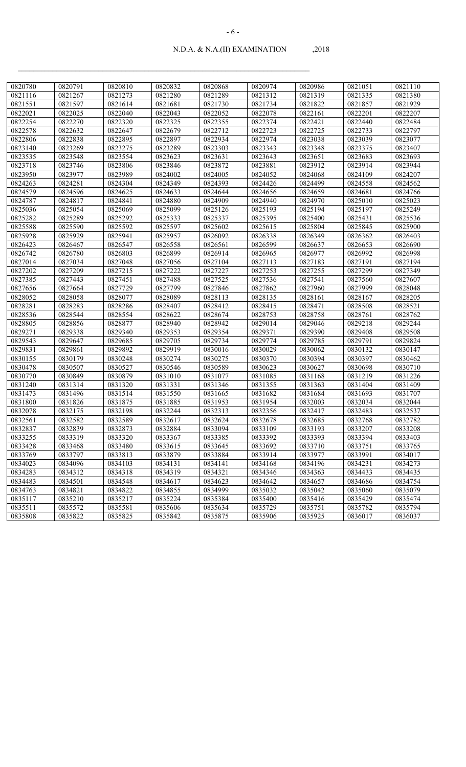| 0820780 | 0820791 | 0820810 | 0820832 | 0820868 | 0820974 | 0820986 | 0821051 | 0821110 |
|---|---|---|---|---|---|---|---|---|
| 0821116 | 0821267 | 0821273 | 0821280 | 0821289 | 0821312 | 0821319 | 0821335 | 0821380 |
| 0821551 | 0821597 | 0821614 | 0821681 | 0821730 | 0821734 | 0821822 | 0821857 | 0821929 |
| 0822021 | 0822025 | 0822040 | 0822043 | 0822052 | 0822078 | 0822161 | 0822201 | 0822207 |
| 0822254 | 0822270 | 0822320 | 0822325 | 0822355 | 0822374 | 0822421 | 0822440 | 0822484 |
| 0822578 | 0822632 | 0822647 | 0822679 | 0822712 | 0822723 | 0822725 | 0822733 | 0822797 |
| 0822806 | 0822838 | 0822895 | 0822897 | 0822934 | 0822974 | 0823038 | 0823039 | 0823077 |
| 0823140 | 0823269 | 0823275 | 0823289 | 0823303 | 0823343 | 0823348 | 0823375 | 0823407 |
| 0823535 | 0823548 | 0823554 | 0823623 | 0823631 | 0823643 | 0823651 | 0823683 | 0823693 |
| 0823718 | 0823746 | 0823806 | 0823846 | 0823872 | 0823881 | 0823912 | 0823914 | 0823944 |
| 0823950 | 0823977 | 0823989 | 0824002 | 0824005 | 0824052 | 0824068 | 0824109 | 0824207 |
| 0824263 | 0824281 | 0824304 | 0824349 | 0824393 | 0824426 | 0824499 | 0824558 | 0824562 |
| 0824579 | 0824596 | 0824625 | 0824633 | 0824644 | 0824656 | 0824659 | 0824681 | 0824766 |
| 0824787 | 0824817 | 0824841 | 0824880 | 0824909 | 0824940 | 0824970 | 0825010 | 0825023 |
| 0825036 | 0825054 | 0825069 | 0825099 | 0825126 | 0825193 | 0825194 | 0825197 | 0825249 |
| 0825282 | 0825289 | 0825292 | 0825333 | 0825337 | 0825395 | 0825400 | 0825431 | 0825536 |
| 0825588 | 0825590 | 0825592 | 0825597 | 0825602 | 0825615 | 0825804 | 0825845 | 0825900 |
| 0825928 | 0825929 | 0825941 | 0825957 | 0826092 | 0826338 | 0826349 | 0826362 | 0826403 |
| 0826423 | 0826467 | 0826547 | 0826558 | 0826561 | 0826599 | 0826637 | 0826653 | 0826690 |
| 0826742 | 0826780 | 0826803 | 0826899 | 0826914 | 0826965 | 0826977 | 0826992 | 0826998 |
| 0827014 | 0827034 | 0827048 | 0827056 | 0827104 | 0827113 | 0827183 | 0827191 | 0827194 |
| 0827202 | 0827209 | 0827215 | 0827222 | 0827227 | 0827253 | 0827255 | 0827299 | 0827349 |
| 0827385 | 0827443 | 0827451 | 0827488 | 0827525 | 0827536 | 0827541 | 0827560 | 0827607 |
| 0827656 | 0827664 | 0827729 | 0827799 | 0827846 | 0827862 | 0827960 | 0827999 | 0828048 |
| 0828052 | 0828058 | 0828077 | 0828089 | 0828113 | 0828135 | 0828161 | 0828167 | 0828205 |
| 0828281 | 0828283 | 0828286 | 0828407 | 0828412 | 0828415 | 0828471 | 0828508 | 0828521 |
| 0828536 | 0828544 | 0828554 | 0828622 | 0828674 | 0828753 | 0828758 | 0828761 | 0828762 |
| 0828805 | 0828856 | 0828877 | 0828940 | 0828942 | 0829014 | 0829046 | 0829218 | 0829244 |
| 0829271 | 0829338 | 0829340 | 0829353 | 0829354 | 0829371 | 0829390 | 0829408 | 0829508 |
| 0829543 | 0829647 | 0829685 | 0829705 | 0829734 | 0829774 | 0829785 | 0829791 | 0829824 |
| 0829831 | 0829861 | 0829892 | 0829919 | 0830016 | 0830029 | 0830062 | 0830132 | 0830147 |
| 0830155 | 0830179 | 0830248 | 0830274 | 0830275 | 0830370 | 0830394 | 0830397 | 0830462 |
| 0830478 | 0830507 | 0830527 | 0830546 | 0830589 | 0830623 | 0830627 | 0830698 | 0830710 |
| 0830770 | 0830849 | 0830879 | 0831010 | 0831077 | 0831085 | 0831168 | 0831219 | 0831226 |
| 0831240 | 0831314 | 0831320 | 0831331 | 0831346 | 0831355 | 0831363 | 0831404 | 0831409 |
| 0831473 | 0831496 | 0831514 | 0831550 | 0831665 | 0831682 | 0831684 | 0831693 | 0831707 |
| 0831800 | 0831826 | 0831875 | 0831885 | 0831953 | 0831954 | 0832003 | 0832034 | 0832044 |
| 0832078 | 0832175 | 0832198 | 0832244 | 0832313 | 0832356 | 0832417 | 0832483 | 0832537 |
| 0832561 | 0832582 | 0832589 | 0832617 | 0832624 | 0832678 | 0832685 | 0832768 | 0832782 |
| 0832837 | 0832839 | 0832873 | 0832884 | 0833094 | 0833109 | 0833193 | 0833207 | 0833208 |
| 0833255 | 0833319 | 0833320 | 0833367 | 0833385 | 0833392 | 0833393 | 0833394 | 0833403 |
| 0833428 | 0833468 | 0833480 | 0833615 | 0833645 | 0833692 | 0833710 | 0833751 | 0833765 |
| 0833769 | 0833797 | 0833813 | 0833879 | 0833884 | 0833914 | 0833977 | 0833991 | 0834017 |
| 0834023 | 0834096 | 0834103 | 0834131 | 0834141 | 0834168 | 0834196 | 0834231 | 0834273 |
| 0834283 | 0834312 | 0834318 | 0834319 | 0834321 | 0834346 | 0834363 | 0834433 | 0834435 |
| 0834483 | 0834501 | 0834548 | 0834617 | 0834623 | 0834642 | 0834657 | 0834686 | 0834754 |
| 0834763 | 0834821 | 0834822 | 0834855 | 0834999 | 0835032 | 0835042 | 0835060 | 0835079 |
| 0835117 | 0835210 | 0835217 | 0835224 | 0835384 | 0835400 | 0835416 | 0835429 | 0835474 |
| 0835511 | 0835572 | 0835581 | 0835606 | 0835634 | 0835729 | 0835751 | 0835782 | 0835794 |
| 0835808 | 0835822 | 0835825 | 0835842 | 0835875 | 0835906 | 0835925 | 0836017 | 0836037 |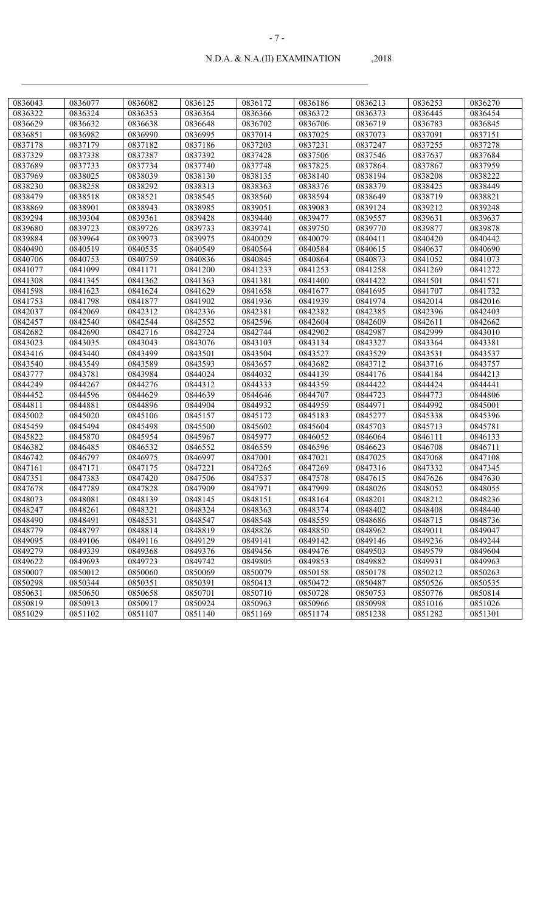| 0836043 | 0836077 | 0836082 | 0836125 | 0836172 | 0836186 | 0836213 | 0836253 | 0836270 |
|---|---|---|---|---|---|---|---|---|
| 0836322 | 0836324 | 0836353 | 0836364 | 0836366 | 0836372 | 0836373 | 0836445 | 0836454 |
| 0836629 | 0836632 | 0836638 | 0836648 | 0836702 | 0836706 | 0836719 | 0836783 | 0836845 |
| 0836851 | 0836982 | 0836990 | 0836995 | 0837014 | 0837025 | 0837073 | 0837091 | 0837151 |
| 0837178 | 0837179 | 0837182 | 0837186 | 0837203 | 0837231 | 0837247 | 0837255 | 0837278 |
| 0837329 | 0837338 | 0837387 | 0837392 | 0837428 | 0837506 | 0837546 | 0837637 | 0837684 |
| 0837689 | 0837733 | 0837734 | 0837740 | 0837748 | 0837825 | 0837864 | 0837867 | 0837959 |
| 0837969 | 0838025 | 0838039 | 0838130 | 0838135 | 0838140 | 0838194 | 0838208 | 0838222 |
| 0838230 | 0838258 | 0838292 | 0838313 | 0838363 | 0838376 | 0838379 | 0838425 | 0838449 |
| 0838479 | 0838518 | 0838521 | 0838545 | 0838560 | 0838594 | 0838649 | 0838719 | 0838821 |
| 0838869 | 0838901 | 0838943 | 0838985 | 0839051 | 0839083 | 0839124 | 0839212 | 0839248 |
| 0839294 | 0839304 | 0839361 | 0839428 | 0839440 | 0839477 | 0839557 | 0839631 | 0839637 |
| 0839680 | 0839723 | 0839726 | 0839733 | 0839741 | 0839750 | 0839770 | 0839877 | 0839878 |
| 0839884 | 0839964 | 0839973 | 0839975 | 0840029 | 0840079 | 0840411 | 0840420 | 0840442 |
| 0840490 | 0840519 | 0840535 | 0840549 | 0840564 | 0840584 | 0840615 | 0840637 | 0840690 |
| 0840706 | 0840753 | 0840759 | 0840836 | 0840845 | 0840864 | 0840873 | 0841052 | 0841073 |
| 0841077 | 0841099 | 0841171 | 0841200 | 0841233 | 0841253 | 0841258 | 0841269 | 0841272 |
| 0841308 | 0841345 | 0841362 | 0841363 | 0841381 | 0841400 | 0841422 | 0841501 | 0841571 |
| 0841598 | 0841623 | 0841624 | 0841629 | 0841658 | 0841677 | 0841695 | 0841707 | 0841732 |
| 0841753 | 0841798 | 0841877 | 0841902 | 0841936 | 0841939 | 0841974 | 0842014 | 0842016 |
| 0842037 | 0842069 | 0842312 | 0842336 | 0842381 | 0842382 | 0842385 | 0842396 | 0842403 |
| 0842457 | 0842540 | 0842544 | 0842552 | 0842596 | 0842604 | 0842609 | 0842611 | 0842662 |
| 0842682 | 0842690 | 0842716 | 0842724 | 0842744 | 0842902 | 0842987 | 0842999 | 0843010 |
| 0843023 | 0843035 | 0843043 | 0843076 | 0843103 | 0843134 | 0843327 | 0843364 | 0843381 |
| 0843416 | 0843440 | 0843499 | 0843501 | 0843504 | 0843527 | 0843529 | 0843531 | 0843537 |
| 0843540 | 0843549 | 0843589 | 0843593 | 0843657 | 0843682 | 0843712 | 0843716 | 0843757 |
| 0843777 | 0843781 | 0843984 | 0844024 | 0844032 | 0844139 | 0844176 | 0844184 | 0844213 |
| 0844249 | 0844267 | 0844276 | 0844312 | 0844333 | 0844359 | 0844422 | 0844424 | 0844441 |
| 0844452 | 0844596 | 0844629 | 0844639 | 0844646 | 0844707 | 0844723 | 0844773 | 0844806 |
| 0844811 | 0844881 | 0844896 | 0844904 | 0844932 | 0844959 | 0844971 | 0844992 | 0845001 |
| 0845002 | 0845020 | 0845106 | 0845157 | 0845172 | 0845183 | 0845277 | 0845338 | 0845396 |
| 0845459 | 0845494 | 0845498 | 0845500 | 0845602 | 0845604 | 0845703 | 0845713 | 0845781 |
| 0845822 | 0845870 | 0845954 | 0845967 | 0845977 | 0846052 | 0846064 | 0846111 | 0846133 |
| 0846382 | 0846485 | 0846532 | 0846552 | 0846559 | 0846596 | 0846623 | 0846708 | 0846711 |
| 0846742 | 0846797 | 0846975 | 0846997 | 0847001 | 0847021 | 0847025 | 0847068 | 0847108 |
| 0847161 | 0847171 | 0847175 | 0847221 | 0847265 | 0847269 | 0847316 | 0847332 | 0847345 |
| 0847351 | 0847383 | 0847420 | 0847506 | 0847537 | 0847578 | 0847615 | 0847626 | 0847630 |
| 0847678 | 0847789 | 0847828 | 0847909 | 0847971 | 0847999 | 0848026 | 0848052 | 0848055 |
| 0848073 | 0848081 | 0848139 | 0848145 | 0848151 | 0848164 | 0848201 | 0848212 | 0848236 |
| 0848247 | 0848261 | 0848321 | 0848324 | 0848363 | 0848374 | 0848402 | 0848408 | 0848440 |
| 0848490 | 0848491 | 0848531 | 0848547 | 0848548 | 0848559 | 0848686 | 0848715 | 0848736 |
| 0848779 | 0848797 | 0848814 | 0848819 | 0848826 | 0848850 | 0848962 | 0849011 | 0849047 |
| 0849095 | 0849106 | 0849116 | 0849129 | 0849141 | 0849142 | 0849146 | 0849236 | 0849244 |
| 0849279 | 0849339 | 0849368 | 0849376 | 0849456 | 0849476 | 0849503 | 0849579 | 0849604 |
| 0849622 | 0849693 | 0849723 | 0849742 | 0849805 | 0849853 | 0849882 | 0849931 | 0849963 |
| 0850007 | 0850012 | 0850060 | 0850069 | 0850079 | 0850158 | 0850178 | 0850212 | 0850263 |
| 0850298 | 0850344 | 0850351 | 0850391 | 0850413 | 0850472 | 0850487 | 0850526 | 0850535 |
| 0850631 | 0850650 | 0850658 | 0850701 | 0850710 | 0850728 | 0850753 | 0850776 | 0850814 |
| 0850819 | 0850913 | 0850917 | 0850924 | 0850963 | 0850966 | 0850998 | 0851016 | 0851026 |
| 0851029 | 0851102 | 0851107 | 0851140 | 0851169 | 0851174 | 0851238 | 0851282 | 0851301 |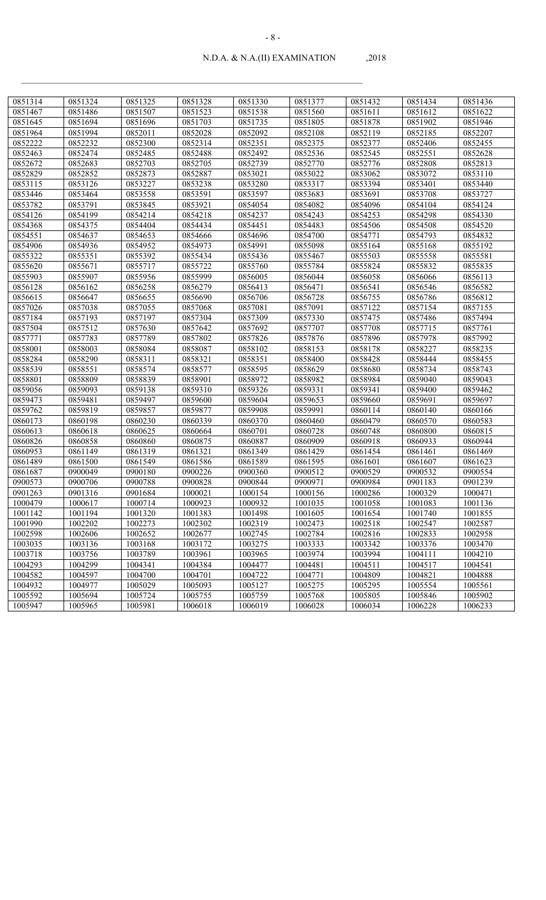| 0851314 | 0851324 | 0851325 | 0851328 | 0851330 | 0851377 | 0851432 | 0851434 | 0851436 |
|---|---|---|---|---|---|---|---|---|
| 0851467 | 0851486 | 0851507 | 0851523 | 0851538 | 0851560 | 0851611 | 0851612 | 0851622 |
| 0851645 | 0851694 | 0851696 | 0851703 | 0851735 | 0851805 | 0851878 | 0851902 | 0851946 |
| 0851964 | 0851994 | 0852011 | 0852028 | 0852092 | 0852108 | 0852119 | 0852185 | 0852207 |
| 0852222 | 0852232 | 0852300 | 0852314 | 0852351 | 0852375 | 0852377 | 0852406 | 0852455 |
| 0852463 | 0852474 | 0852485 | 0852488 | 0852492 | 0852536 | 0852545 | 0852551 | 0852628 |
| 0852672 | 0852683 | 0852703 | 0852705 | 0852739 | 0852770 | 0852776 | 0852808 | 0852813 |
| 0852829 | 0852852 | 0852873 | 0852887 | 0853021 | 0853022 | 0853062 | 0853072 | 0853110 |
| 0853115 | 0853126 | 0853227 | 0853238 | 0853280 | 0853317 | 0853394 | 0853401 | 0853440 |
| 0853446 | 0853464 | 0853558 | 0853591 | 0853597 | 0853683 | 0853691 | 0853708 | 0853727 |
| 0853782 | 0853791 | 0853845 | 0853921 | 0854054 | 0854082 | 0854096 | 0854104 | 0854124 |
| 0854126 | 0854199 | 0854214 | 0854218 | 0854237 | 0854243 | 0854253 | 0854298 | 0854330 |
| 0854368 | 0854375 | 0854404 | 0854434 | 0854451 | 0854483 | 0854506 | 0854508 | 0854520 |
| 0854551 | 0854637 | 0854653 | 0854666 | 0854696 | 0854700 | 0854771 | 0854793 | 0854832 |
| 0854906 | 0854936 | 0854952 | 0854973 | 0854991 | 0855098 | 0855164 | 0855168 | 0855192 |
| 0855322 | 0855351 | 0855392 | 0855434 | 0855436 | 0855467 | 0855503 | 0855558 | 0855581 |
| 0855620 | 0855671 | 0855717 | 0855722 | 0855760 | 0855784 | 0855824 | 0855832 | 0855835 |
| 0855903 | 0855907 | 0855956 | 0855999 | 0856005 | 0856044 | 0856058 | 0856066 | 0856113 |
| 0856128 | 0856162 | 0856258 | 0856279 | 0856413 | 0856471 | 0856541 | 0856546 | 0856582 |
| 0856615 | 0856647 | 0856655 | 0856690 | 0856706 | 0856728 | 0856755 | 0856786 | 0856812 |
| 0857026 | 0857038 | 0857055 | 0857068 | 0857081 | 0857091 | 0857122 | 0857154 | 0857155 |
| 0857184 | 0857193 | 0857197 | 0857304 | 0857309 | 0857330 | 0857475 | 0857486 | 0857494 |
| 0857504 | 0857512 | 0857630 | 0857642 | 0857692 | 0857707 | 0857708 | 0857715 | 0857761 |
| 0857771 | 0857783 | 0857789 | 0857802 | 0857826 | 0857876 | 0857896 | 0857978 | 0857992 |
| 0858001 | 0858003 | 0858084 | 0858087 | 0858102 | 0858153 | 0858178 | 0858227 | 0858235 |
| 0858284 | 0858290 | 0858311 | 0858321 | 0858351 | 0858400 | 0858428 | 0858444 | 0858455 |
| 0858539 | 0858551 | 0858574 | 0858577 | 0858595 | 0858629 | 0858680 | 0858734 | 0858743 |
| 0858801 | 0858809 | 0858839 | 0858901 | 0858972 | 0858982 | 0858984 | 0859040 | 0859043 |
| 0859056 | 0859093 | 0859138 | 0859310 | 0859326 | 0859331 | 0859341 | 0859400 | 0859462 |
| 0859473 | 0859481 | 0859497 | 0859600 | 0859604 | 0859653 | 0859660 | 0859691 | 0859697 |
| 0859762 | 0859819 | 0859857 | 0859877 | 0859908 | 0859991 | 0860114 | 0860140 | 0860166 |
| 0860173 | 0860198 | 0860230 | 0860339 | 0860370 | 0860460 | 0860479 | 0860570 | 0860583 |
| 0860613 | 0860618 | 0860625 | 0860664 | 0860701 | 0860728 | 0860748 | 0860800 | 0860815 |
| 0860826 | 0860858 | 0860860 | 0860875 | 0860887 | 0860909 | 0860918 | 0860933 | 0860944 |
| 0860953 | 0861149 | 0861319 | 0861321 | 0861349 | 0861429 | 0861454 | 0861461 | 0861469 |
| 0861489 | 0861500 | 0861549 | 0861586 | 0861589 | 0861595 | 0861601 | 0861607 | 0861623 |
| 0861687 | 0900049 | 0900180 | 0900226 | 0900360 | 0900512 | 0900529 | 0900532 | 0900554 |
| 0900573 | 0900706 | 0900788 | 0900828 | 0900844 | 0900971 | 0900984 | 0901183 | 0901239 |
| 0901263 | 0901316 | 0901684 | 1000021 | 1000154 | 1000156 | 1000286 | 1000329 | 1000471 |
| 1000479 | 1000617 | 1000714 | 1000923 | 1000932 | 1001035 | 1001058 | 1001083 | 1001136 |
| 1001142 | 1001194 | 1001320 | 1001383 | 1001498 | 1001605 | 1001654 | 1001740 | 1001855 |
| 1001990 | 1002202 | 1002273 | 1002302 | 1002319 | 1002473 | 1002518 | 1002547 | 1002587 |
| 1002598 | 1002606 | 1002652 | 1002677 | 1002745 | 1002784 | 1002816 | 1002833 | 1002958 |
| 1003035 | 1003136 | 1003168 | 1003172 | 1003275 | 1003333 | 1003342 | 1003376 | 1003470 |
| 1003718 | 1003756 | 1003789 | 1003961 | 1003965 | 1003974 | 1003994 | 1004111 | 1004210 |
| 1004293 | 1004299 | 1004341 | 1004384 | 1004477 | 1004481 | 1004511 | 1004517 | 1004541 |
| 1004582 | 1004597 | 1004700 | 1004701 | 1004722 | 1004771 | 1004809 | 1004821 | 1004888 |
| 1004932 | 1004977 | 1005029 | 1005093 | 1005127 | 1005275 | 1005295 | 1005554 | 1005561 |
| 1005592 | 1005694 | 1005724 | 1005755 | 1005759 | 1005768 | 1005805 | 1005846 | 1005902 |
| 1005947 | 1005965 | 1005981 | 1006018 | 1006019 | 1006028 | 1006034 | 1006228 | 1006233 |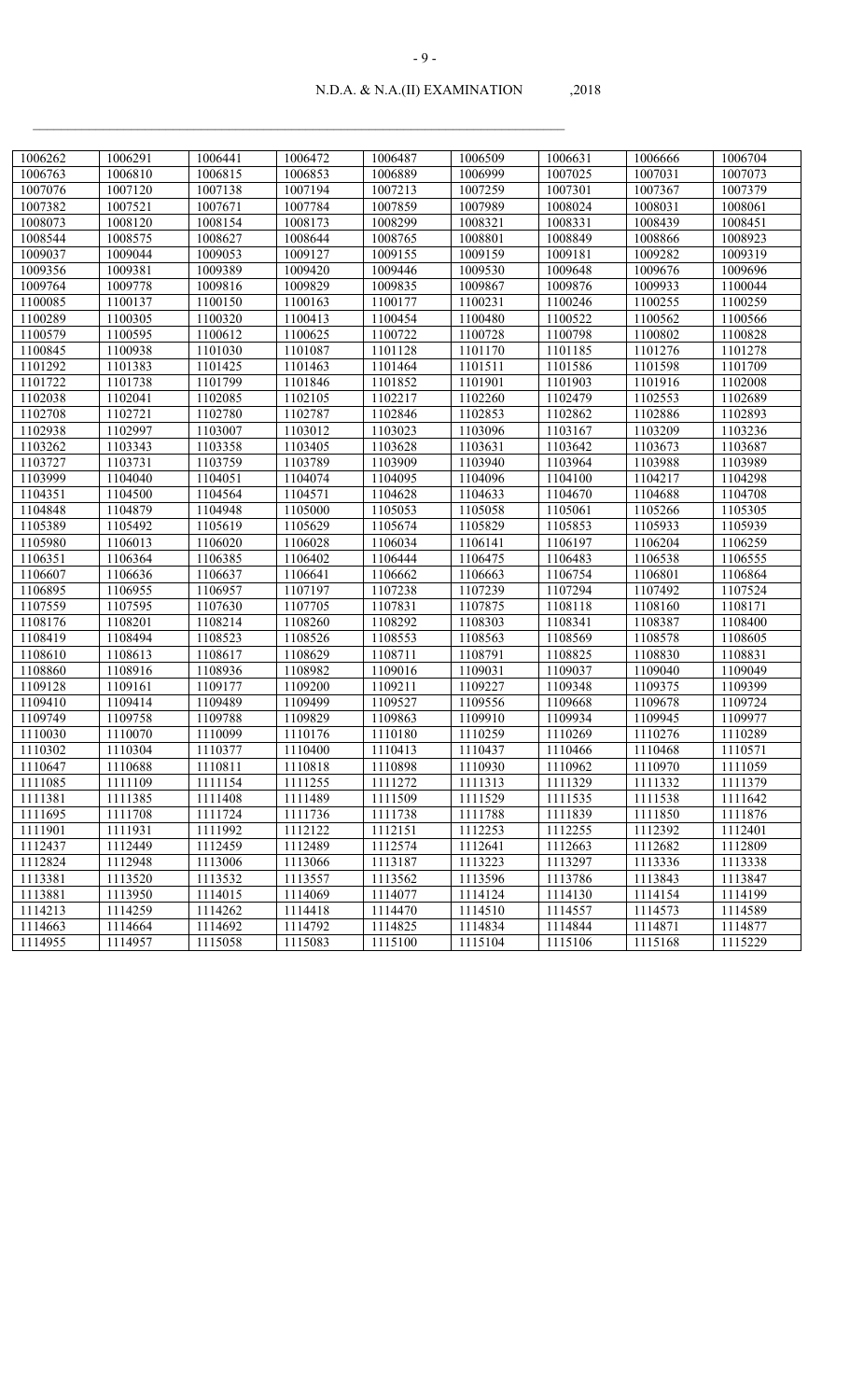| 1006262 | 1006291 | 1006441 | 1006472 | 1006487 | 1006509 | 1006631 | 1006666 | 1006704 |
|---|---|---|---|---|---|---|---|---|
| 1006763 | 1006810 | 1006815 | 1006853 | 1006889 | 1006999 | 1007025 | 1007031 | 1007073 |
| 1007076 | 1007120 | 1007138 | 1007194 | 1007213 | 1007259 | 1007301 | 1007367 | 1007379 |
| 1007382 | 1007521 | 1007671 | 1007784 | 1007859 | 1007989 | 1008024 | 1008031 | 1008061 |
| 1008073 | 1008120 | 1008154 | 1008173 | 1008299 | 1008321 | 1008331 | 1008439 | 1008451 |
| 1008544 | 1008575 | 1008627 | 1008644 | 1008765 | 1008801 | 1008849 | 1008866 | 1008923 |
| 1009037 | 1009044 | 1009053 | 1009127 | 1009155 | 1009159 | 1009181 | 1009282 | 1009319 |
| 1009356 | 1009381 | 1009389 | 1009420 | 1009446 | 1009530 | 1009648 | 1009676 | 1009696 |
| 1009764 | 1009778 | 1009816 | 1009829 | 1009835 | 1009867 | 1009876 | 1009933 | 1100044 |
| 1100085 | 1100137 | 1100150 | 1100163 | 1100177 | 1100231 | 1100246 | 1100255 | 1100259 |
| 1100289 | 1100305 | 1100320 | 1100413 | 1100454 | 1100480 | 1100522 | 1100562 | 1100566 |
| 1100579 | 1100595 | 1100612 | 1100625 | 1100722 | 1100728 | 1100798 | 1100802 | 1100828 |
| 1100845 | 1100938 | 1101030 | 1101087 | 1101128 | 1101170 | 1101185 | 1101276 | 1101278 |
| 1101292 | 1101383 | 1101425 | 1101463 | 1101464 | 1101511 | 1101586 | 1101598 | 1101709 |
| 1101722 | 1101738 | 1101799 | 1101846 | 1101852 | 1101901 | 1101903 | 1101916 | 1102008 |
| 1102038 | 1102041 | 1102085 | 1102105 | 1102217 | 1102260 | 1102479 | 1102553 | 1102689 |
| 1102708 | 1102721 | 1102780 | 1102787 | 1102846 | 1102853 | 1102862 | 1102886 | 1102893 |
| 1102938 | 1102997 | 1103007 | 1103012 | 1103023 | 1103096 | 1103167 | 1103209 | 1103236 |
| 1103262 | 1103343 | 1103358 | 1103405 | 1103628 | 1103631 | 1103642 | 1103673 | 1103687 |
| 1103727 | 1103731 | 1103759 | 1103789 | 1103909 | 1103940 | 1103964 | 1103988 | 1103989 |
| 1103999 | 1104040 | 1104051 | 1104074 | 1104095 | 1104096 | 1104100 | 1104217 | 1104298 |
| 1104351 | 1104500 | 1104564 | 1104571 | 1104628 | 1104633 | 1104670 | 1104688 | 1104708 |
| 1104848 | 1104879 | 1104948 | 1105000 | 1105053 | 1105058 | 1105061 | 1105266 | 1105305 |
| 1105389 | 1105492 | 1105619 | 1105629 | 1105674 | 1105829 | 1105853 | 1105933 | 1105939 |
| 1105980 | 1106013 | 1106020 | 1106028 | 1106034 | 1106141 | 1106197 | 1106204 | 1106259 |
| 1106351 | 1106364 | 1106385 | 1106402 | 1106444 | 1106475 | 1106483 | 1106538 | 1106555 |
| 1106607 | 1106636 | 1106637 | 1106641 | 1106662 | 1106663 | 1106754 | 1106801 | 1106864 |
| 1106895 | 1106955 | 1106957 | 1107197 | 1107238 | 1107239 | 1107294 | 1107492 | 1107524 |
| 1107559 | 1107595 | 1107630 | 1107705 | 1107831 | 1107875 | 1108118 | 1108160 | 1108171 |
| 1108176 | 1108201 | 1108214 | 1108260 | 1108292 | 1108303 | 1108341 | 1108387 | 1108400 |
| 1108419 | 1108494 | 1108523 | 1108526 | 1108553 | 1108563 | 1108569 | 1108578 | 1108605 |
| 1108610 | 1108613 | 1108617 | 1108629 | 1108711 | 1108791 | 1108825 | 1108830 | 1108831 |
| 1108860 | 1108916 | 1108936 | 1108982 | 1109016 | 1109031 | 1109037 | 1109040 | 1109049 |
| 1109128 | 1109161 | 1109177 | 1109200 | 1109211 | 1109227 | 1109348 | 1109375 | 1109399 |
| 1109410 | 1109414 | 1109489 | 1109499 | 1109527 | 1109556 | 1109668 | 1109678 | 1109724 |
| 1109749 | 1109758 | 1109788 | 1109829 | 1109863 | 1109910 | 1109934 | 1109945 | 1109977 |
| 1110030 | 1110070 | 1110099 | 1110176 | 1110180 | 1110259 | 1110269 | 1110276 | 1110289 |
| 1110302 | 1110304 | 1110377 | 1110400 | 1110413 | 1110437 | 1110466 | 1110468 | 1110571 |
| 1110647 | 1110688 | 1110811 | 1110818 | 1110898 | 1110930 | 1110962 | 1110970 | 1111059 |
| 1111085 | 1111109 | 1111154 | 1111255 | 1111272 | 1111313 | 1111329 | 1111332 | 1111379 |
| 1111381 | 1111385 | 1111408 | 1111489 | 1111509 | 1111529 | 1111535 | 1111538 | 1111642 |
| 1111695 | 1111708 | 1111724 | 1111736 | 1111738 | 1111788 | 1111839 | 1111850 | 1111876 |
| 1111901 | 1111931 | 1111992 | 1112122 | 1112151 | 1112253 | 1112255 | 1112392 | 1112401 |
| 1112437 | 1112449 | 1112459 | 1112489 | 1112574 | 1112641 | 1112663 | 1112682 | 1112809 |
| 1112824 | 1112948 | 1113006 | 1113066 | 1113187 | 1113223 | 1113297 | 1113336 | 1113338 |
| 1113381 | 1113520 | 1113532 | 1113557 | 1113562 | 1113596 | 1113786 | 1113843 | 1113847 |
| 1113881 | 1113950 | 1114015 | 1114069 | 1114077 | 1114124 | 1114130 | 1114154 | 1114199 |
| 1114213 | 1114259 | 1114262 | 1114418 | 1114470 | 1114510 | 1114557 | 1114573 | 1114589 |
| 1114663 | 1114664 | 1114692 | 1114792 | 1114825 | 1114834 | 1114844 | 1114871 | 1114877 |
| 1114955 | 1114957 | 1115058 | 1115083 | 1115100 | 1115104 | 1115106 | 1115168 | 1115229 |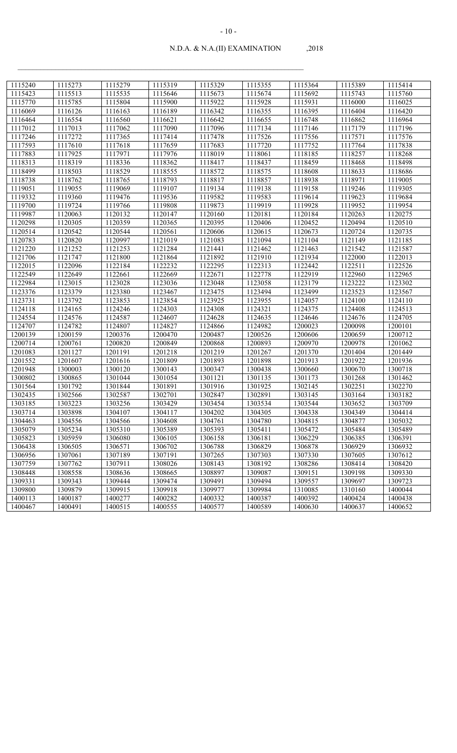N.D.A. & N.A.(II) EXAMINATION ,2018

| | | | | | | | | |
|---|---|---|---|---|---|---|---|---|
| 1115240 | 1115273 | 1115279 | 1115319 | 1115329 | 1115355 | 1115364 | 1115389 | 1115414 |
| 1115423 | 1115513 | 1115535 | 1115646 | 1115673 | 1115674 | 1115692 | 1115743 | 1115760 |
| 1115770 | 1115785 | 1115804 | 1115900 | 1115922 | 1115928 | 1115931 | 1116000 | 1116025 |
| 1116069 | 1116126 | 1116163 | 1116189 | 1116342 | 1116355 | 1116395 | 1116404 | 1116420 |
| 1116464 | 1116554 | 1116560 | 1116621 | 1116642 | 1116655 | 1116748 | 1116862 | 1116964 |
| 1117012 | 1117013 | 1117062 | 1117090 | 1117096 | 1117134 | 1117146 | 1117179 | 1117196 |
| 1117246 | 1117272 | 1117365 | 1117414 | 1117478 | 1117526 | 1117556 | 1117571 | 1117576 |
| 1117593 | 1117610 | 1117618 | 1117659 | 1117683 | 1117720 | 1117752 | 1117764 | 1117838 |
| 1117883 | 1117925 | 1117971 | 1117976 | 1118019 | 1118061 | 1118185 | 1118257 | 1118268 |
| 1118313 | 1118319 | 1118336 | 1118362 | 1118417 | 1118437 | 1118459 | 1118468 | 1118498 |
| 1118499 | 1118503 | 1118529 | 1118555 | 1118572 | 1118575 | 1118608 | 1118633 | 1118686 |
| 1118738 | 1118762 | 1118765 | 1118793 | 1118817 | 1118857 | 1118938 | 1118971 | 1119005 |
| 1119051 | 1119055 | 1119069 | 1119107 | 1119134 | 1119138 | 1119158 | 1119246 | 1119305 |
| 1119332 | 1119360 | 1119476 | 1119536 | 1119582 | 1119583 | 1119614 | 1119623 | 1119684 |
| 1119700 | 1119724 | 1119766 | 1119808 | 1119873 | 1119919 | 1119928 | 1119952 | 1119954 |
| 1119987 | 1120063 | 1120132 | 1120147 | 1120160 | 1120181 | 1120184 | 1120263 | 1120275 |
| 1120298 | 1120305 | 1120359 | 1120365 | 1120395 | 1120406 | 1120452 | 1120494 | 1120510 |
| 1120514 | 1120542 | 1120544 | 1120561 | 1120606 | 1120615 | 1120673 | 1120724 | 1120735 |
| 1120783 | 1120820 | 1120997 | 1121019 | 1121083 | 1121094 | 1121104 | 1121149 | 1121185 |
| 1121220 | 1121252 | 1121253 | 1121284 | 1121441 | 1121462 | 1121463 | 1121542 | 1121587 |
| 1121706 | 1121747 | 1121800 | 1121864 | 1121892 | 1121910 | 1121934 | 1122000 | 1122013 |
| 1122015 | 1122096 | 1122184 | 1122232 | 1122295 | 1122313 | 1122442 | 1122511 | 1122526 |
| 1122549 | 1122649 | 1122661 | 1122669 | 1122671 | 1122778 | 1122919 | 1122960 | 1122965 |
| 1122984 | 1123015 | 1123028 | 1123036 | 1123048 | 1123058 | 1123179 | 1123222 | 1123302 |
| 1123376 | 1123379 | 1123380 | 1123467 | 1123475 | 1123494 | 1123499 | 1123523 | 1123567 |
| 1123731 | 1123792 | 1123853 | 1123854 | 1123925 | 1123955 | 1124057 | 1124100 | 1124110 |
| 1124118 | 1124165 | 1124246 | 1124303 | 1124308 | 1124321 | 1124375 | 1124408 | 1124513 |
| 1124554 | 1124576 | 1124587 | 1124607 | 1124628 | 1124635 | 1124646 | 1124676 | 1124705 |
| 1124707 | 1124782 | 1124807 | 1124827 | 1124866 | 1124982 | 1200023 | 1200098 | 1200101 |
| 1200139 | 1200159 | 1200376 | 1200470 | 1200487 | 1200526 | 1200606 | 1200659 | 1200712 |
| 1200714 | 1200761 | 1200820 | 1200849 | 1200868 | 1200893 | 1200970 | 1200978 | 1201062 |
| 1201083 | 1201127 | 1201191 | 1201218 | 1201219 | 1201267 | 1201370 | 1201404 | 1201449 |
| 1201552 | 1201607 | 1201616 | 1201809 | 1201893 | 1201898 | 1201913 | 1201922 | 1201936 |
| 1201948 | 1300003 | 1300120 | 1300143 | 1300347 | 1300438 | 1300660 | 1300670 | 1300718 |
| 1300802 | 1300865 | 1301044 | 1301054 | 1301121 | 1301135 | 1301173 | 1301268 | 1301462 |
| 1301564 | 1301792 | 1301844 | 1301891 | 1301916 | 1301925 | 1302145 | 1302251 | 1302270 |
| 1302435 | 1302566 | 1302587 | 1302701 | 1302847 | 1302891 | 1303145 | 1303164 | 1303182 |
| 1303185 | 1303223 | 1303256 | 1303429 | 1303454 | 1303534 | 1303544 | 1303652 | 1303709 |
| 1303714 | 1303898 | 1304107 | 1304117 | 1304202 | 1304305 | 1304338 | 1304349 | 1304414 |
| 1304463 | 1304556 | 1304566 | 1304608 | 1304761 | 1304780 | 1304815 | 1304877 | 1305032 |
| 1305079 | 1305234 | 1305310 | 1305389 | 1305393 | 1305411 | 1305472 | 1305484 | 1305489 |
| 1305823 | 1305959 | 1306080 | 1306105 | 1306158 | 1306181 | 1306229 | 1306385 | 1306391 |
| 1306438 | 1306505 | 1306571 | 1306702 | 1306788 | 1306829 | 1306878 | 1306929 | 1306932 |
| 1306956 | 1307061 | 1307189 | 1307191 | 1307265 | 1307303 | 1307330 | 1307605 | 1307612 |
| 1307759 | 1307762 | 1307911 | 1308026 | 1308143 | 1308192 | 1308286 | 1308414 | 1308420 |
| 1308448 | 1308558 | 1308636 | 1308665 | 1308897 | 1309087 | 1309151 | 1309198 | 1309330 |
| 1309331 | 1309343 | 1309444 | 1309474 | 1309491 | 1309494 | 1309557 | 1309697 | 1309723 |
| 1309800 | 1309879 | 1309915 | 1309918 | 1309977 | 1309984 | 1310085 | 1310160 | 1400044 |
| 1400113 | 1400187 | 1400277 | 1400282 | 1400332 | 1400387 | 1400392 | 1400424 | 1400438 |
| 1400467 | 1400491 | 1400515 | 1400555 | 1400577 | 1400589 | 1400630 | 1400637 | 1400652 |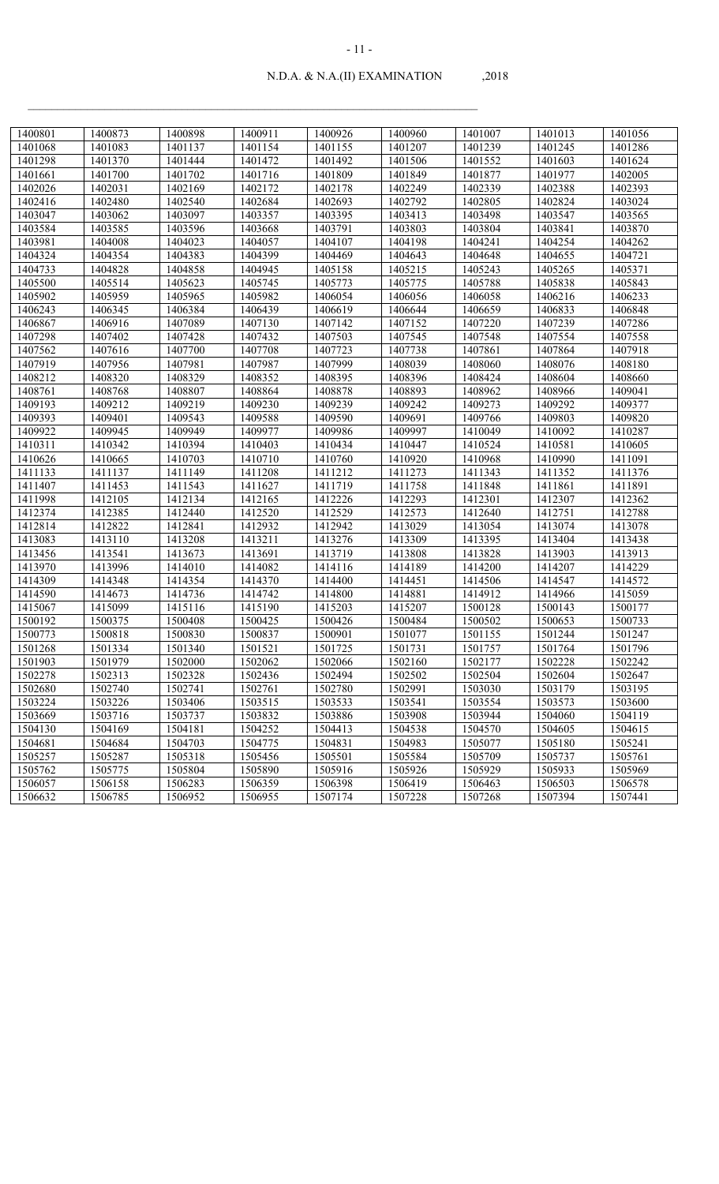| 1400801 | 1400873 | 1400898 | 1400911 | 1400926 | 1400960 | 1401007 | 1401013 | 1401056 |
|---|---|---|---|---|---|---|---|---|
| 1401068 | 1401083 | 1401137 | 1401154 | 1401155 | 1401207 | 1401239 | 1401245 | 1401286 |
| 1401298 | 1401370 | 1401444 | 1401472 | 1401492 | 1401506 | 1401552 | 1401603 | 1401624 |
| 1401661 | 1401700 | 1401702 | 1401716 | 1401809 | 1401849 | 1401877 | 1401977 | 1402005 |
| 1402026 | 1402031 | 1402169 | 1402172 | 1402178 | 1402249 | 1402339 | 1402388 | 1402393 |
| 1402416 | 1402480 | 1402540 | 1402684 | 1402693 | 1402792 | 1402805 | 1402824 | 1403024 |
| 1403047 | 1403062 | 1403097 | 1403357 | 1403395 | 1403413 | 1403498 | 1403547 | 1403565 |
| 1403584 | 1403585 | 1403596 | 1403668 | 1403791 | 1403803 | 1403804 | 1403841 | 1403870 |
| 1403981 | 1404008 | 1404023 | 1404057 | 1404107 | 1404198 | 1404241 | 1404254 | 1404262 |
| 1404324 | 1404354 | 1404383 | 1404399 | 1404469 | 1404643 | 1404648 | 1404655 | 1404721 |
| 1404733 | 1404828 | 1404858 | 1404945 | 1405158 | 1405215 | 1405243 | 1405265 | 1405371 |
| 1405500 | 1405514 | 1405623 | 1405745 | 1405773 | 1405775 | 1405788 | 1405838 | 1405843 |
| 1405902 | 1405959 | 1405965 | 1405982 | 1406054 | 1406056 | 1406058 | 1406216 | 1406233 |
| 1406243 | 1406345 | 1406384 | 1406439 | 1406619 | 1406644 | 1406659 | 1406833 | 1406848 |
| 1406867 | 1406916 | 1407089 | 1407130 | 1407142 | 1407152 | 1407220 | 1407239 | 1407286 |
| 1407298 | 1407402 | 1407428 | 1407432 | 1407503 | 1407545 | 1407548 | 1407554 | 1407558 |
| 1407562 | 1407616 | 1407700 | 1407708 | 1407723 | 1407738 | 1407861 | 1407864 | 1407918 |
| 1407919 | 1407956 | 1407981 | 1407987 | 1407999 | 1408039 | 1408060 | 1408076 | 1408180 |
| 1408212 | 1408320 | 1408329 | 1408352 | 1408395 | 1408396 | 1408424 | 1408604 | 1408660 |
| 1408761 | 1408768 | 1408807 | 1408864 | 1408878 | 1408893 | 1408962 | 1408966 | 1409041 |
| 1409193 | 1409212 | 1409219 | 1409230 | 1409239 | 1409242 | 1409273 | 1409292 | 1409377 |
| 1409393 | 1409401 | 1409543 | 1409588 | 1409590 | 1409691 | 1409766 | 1409803 | 1409820 |
| 1409922 | 1409945 | 1409949 | 1409977 | 1409986 | 1409997 | 1410049 | 1410092 | 1410287 |
| 1410311 | 1410342 | 1410394 | 1410403 | 1410434 | 1410447 | 1410524 | 1410581 | 1410605 |
| 1410626 | 1410665 | 1410703 | 1410710 | 1410760 | 1410920 | 1410968 | 1410990 | 1411091 |
| 1411133 | 1411137 | 1411149 | 1411208 | 1411212 | 1411273 | 1411343 | 1411352 | 1411376 |
| 1411407 | 1411453 | 1411543 | 1411627 | 1411719 | 1411758 | 1411848 | 1411861 | 1411891 |
| 1411998 | 1412105 | 1412134 | 1412165 | 1412226 | 1412293 | 1412301 | 1412307 | 1412362 |
| 1412374 | 1412385 | 1412440 | 1412520 | 1412529 | 1412573 | 1412640 | 1412751 | 1412788 |
| 1412814 | 1412822 | 1412841 | 1412932 | 1412942 | 1413029 | 1413054 | 1413074 | 1413078 |
| 1413083 | 1413110 | 1413208 | 1413211 | 1413276 | 1413309 | 1413395 | 1413404 | 1413438 |
| 1413456 | 1413541 | 1413673 | 1413691 | 1413719 | 1413808 | 1413828 | 1413903 | 1413913 |
| 1413970 | 1413996 | 1414010 | 1414082 | 1414116 | 1414189 | 1414200 | 1414207 | 1414229 |
| 1414309 | 1414348 | 1414354 | 1414370 | 1414400 | 1414451 | 1414506 | 1414547 | 1414572 |
| 1414590 | 1414673 | 1414736 | 1414742 | 1414800 | 1414881 | 1414912 | 1414966 | 1415059 |
| 1415067 | 1415099 | 1415116 | 1415190 | 1415203 | 1415207 | 1500128 | 1500143 | 1500177 |
| 1500192 | 1500375 | 1500408 | 1500425 | 1500426 | 1500484 | 1500502 | 1500653 | 1500733 |
| 1500773 | 1500818 | 1500830 | 1500837 | 1500901 | 1501077 | 1501155 | 1501244 | 1501247 |
| 1501268 | 1501334 | 1501340 | 1501521 | 1501725 | 1501731 | 1501757 | 1501764 | 1501796 |
| 1501903 | 1501979 | 1502000 | 1502062 | 1502066 | 1502160 | 1502177 | 1502228 | 1502242 |
| 1502278 | 1502313 | 1502328 | 1502436 | 1502494 | 1502502 | 1502504 | 1502604 | 1502647 |
| 1502680 | 1502740 | 1502741 | 1502761 | 1502780 | 1502991 | 1503030 | 1503179 | 1503195 |
| 1503224 | 1503226 | 1503406 | 1503515 | 1503533 | 1503541 | 1503554 | 1503573 | 1503600 |
| 1503669 | 1503716 | 1503737 | 1503832 | 1503886 | 1503908 | 1503944 | 1504060 | 1504119 |
| 1504130 | 1504169 | 1504181 | 1504252 | 1504413 | 1504538 | 1504570 | 1504605 | 1504615 |
| 1504681 | 1504684 | 1504703 | 1504775 | 1504831 | 1504983 | 1505077 | 1505180 | 1505241 |
| 1505257 | 1505287 | 1505318 | 1505456 | 1505501 | 1505584 | 1505709 | 1505737 | 1505761 |
| 1505762 | 1505775 | 1505804 | 1505890 | 1505916 | 1505926 | 1505929 | 1505933 | 1505969 |
| 1506057 | 1506158 | 1506283 | 1506359 | 1506398 | 1506419 | 1506463 | 1506503 | 1506578 |
| 1506632 | 1506785 | 1506952 | 1506955 | 1507174 | 1507228 | 1507268 | 1507394 | 1507441 |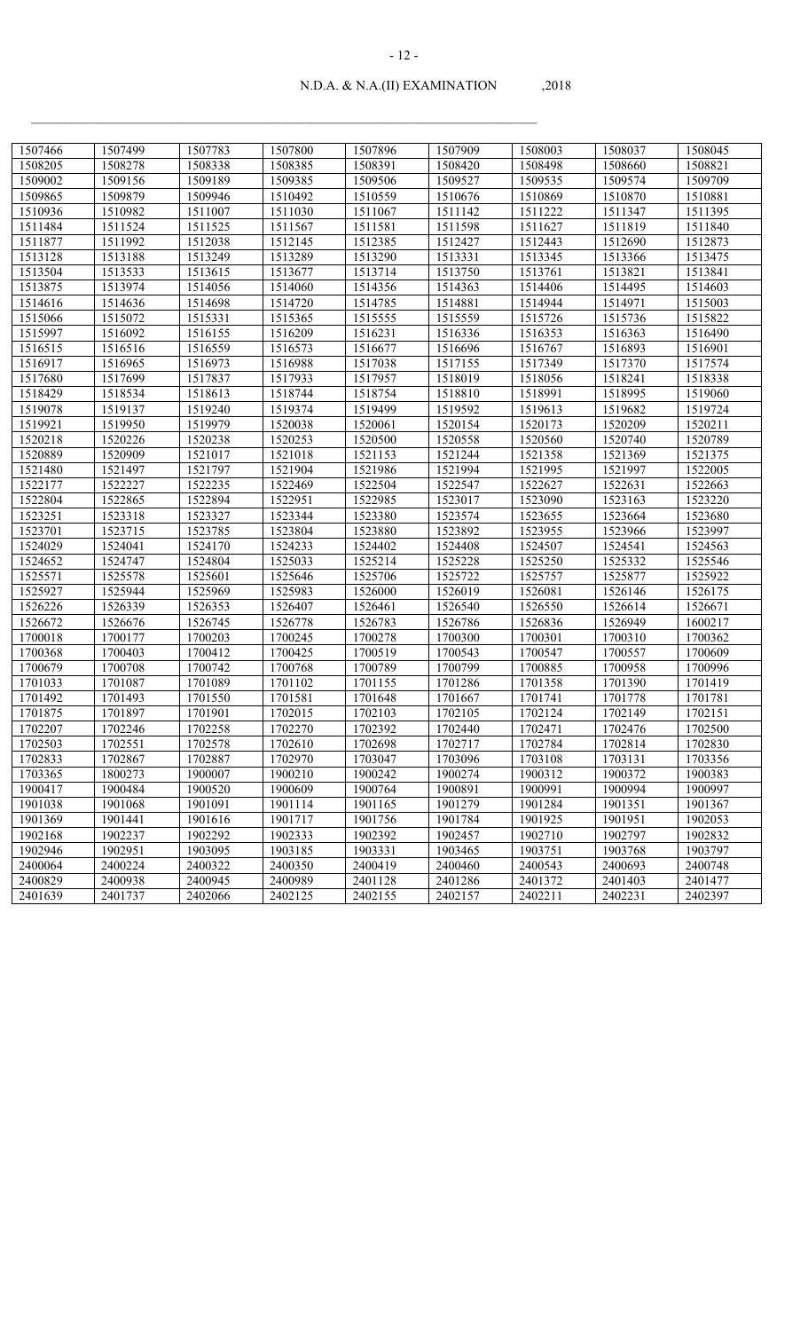| 1507466 | 1507499 | 1507783 | 1507800 | 1507896 | 1507909 | 1508003 | 1508037 | 1508045 |
|---|---|---|---|---|---|---|---|---|
| 1508205 | 1508278 | 1508338 | 1508385 | 1508391 | 1508420 | 1508498 | 1508660 | 1508821 |
| 1509002 | 1509156 | 1509189 | 1509385 | 1509506 | 1509527 | 1509535 | 1509574 | 1509709 |
| 1509865 | 1509879 | 1509946 | 1510492 | 1510559 | 1510676 | 1510869 | 1510870 | 1510881 |
| 1510936 | 1510982 | 1511007 | 1511030 | 1511067 | 1511142 | 1511222 | 1511347 | 1511395 |
| 1511484 | 1511524 | 1511525 | 1511567 | 1511581 | 1511598 | 1511627 | 1511819 | 1511840 |
| 1511877 | 1511992 | 1512038 | 1512145 | 1512385 | 1512427 | 1512443 | 1512690 | 1512873 |
| 1513128 | 1513188 | 1513249 | 1513289 | 1513290 | 1513331 | 1513345 | 1513366 | 1513475 |
| 1513504 | 1513533 | 1513615 | 1513677 | 1513714 | 1513750 | 1513761 | 1513821 | 1513841 |
| 1513875 | 1513974 | 1514056 | 1514060 | 1514356 | 1514363 | 1514406 | 1514495 | 1514603 |
| 1514616 | 1514636 | 1514698 | 1514720 | 1514785 | 1514881 | 1514944 | 1514971 | 1515003 |
| 1515066 | 1515072 | 1515331 | 1515365 | 1515555 | 1515559 | 1515726 | 1515736 | 1515822 |
| 1515997 | 1516092 | 1516155 | 1516209 | 1516231 | 1516336 | 1516353 | 1516363 | 1516490 |
| 1516515 | 1516516 | 1516559 | 1516573 | 1516677 | 1516696 | 1516767 | 1516893 | 1516901 |
| 1516917 | 1516965 | 1516973 | 1516988 | 1517038 | 1517155 | 1517349 | 1517370 | 1517574 |
| 1517680 | 1517699 | 1517837 | 1517933 | 1517957 | 1518019 | 1518056 | 1518241 | 1518338 |
| 1518429 | 1518534 | 1518613 | 1518744 | 1518754 | 1518810 | 1518991 | 1518995 | 1519060 |
| 1519078 | 1519137 | 1519240 | 1519374 | 1519499 | 1519592 | 1519613 | 1519682 | 1519724 |
| 1519921 | 1519950 | 1519979 | 1520038 | 1520061 | 1520154 | 1520173 | 1520209 | 1520211 |
| 1520218 | 1520226 | 1520238 | 1520253 | 1520500 | 1520558 | 1520560 | 1520740 | 1520789 |
| 1520889 | 1520909 | 1521017 | 1521018 | 1521153 | 1521244 | 1521358 | 1521369 | 1521375 |
| 1521480 | 1521497 | 1521797 | 1521904 | 1521986 | 1521994 | 1521995 | 1521997 | 1522005 |
| 1522177 | 1522227 | 1522235 | 1522469 | 1522504 | 1522547 | 1522627 | 1522631 | 1522663 |
| 1522804 | 1522865 | 1522894 | 1522951 | 1522985 | 1523017 | 1523090 | 1523163 | 1523220 |
| 1523251 | 1523318 | 1523327 | 1523344 | 1523380 | 1523574 | 1523655 | 1523664 | 1523680 |
| 1523701 | 1523715 | 1523785 | 1523804 | 1523880 | 1523892 | 1523955 | 1523966 | 1523997 |
| 1524029 | 1524041 | 1524170 | 1524233 | 1524402 | 1524408 | 1524507 | 1524541 | 1524563 |
| 1524652 | 1524747 | 1524804 | 1525033 | 1525214 | 1525228 | 1525250 | 1525332 | 1525546 |
| 1525571 | 1525578 | 1525601 | 1525646 | 1525706 | 1525722 | 1525757 | 1525877 | 1525922 |
| 1525927 | 1525944 | 1525969 | 1525983 | 1526000 | 1526019 | 1526081 | 1526146 | 1526175 |
| 1526226 | 1526339 | 1526353 | 1526407 | 1526461 | 1526540 | 1526550 | 1526614 | 1526671 |
| 1526672 | 1526676 | 1526745 | 1526778 | 1526783 | 1526786 | 1526836 | 1526949 | 1600217 |
| 1700018 | 1700177 | 1700203 | 1700245 | 1700278 | 1700300 | 1700301 | 1700310 | 1700362 |
| 1700368 | 1700403 | 1700412 | 1700425 | 1700519 | 1700543 | 1700547 | 1700557 | 1700609 |
| 1700679 | 1700708 | 1700742 | 1700768 | 1700789 | 1700799 | 1700885 | 1700958 | 1700996 |
| 1701033 | 1701087 | 1701089 | 1701102 | 1701155 | 1701286 | 1701358 | 1701390 | 1701419 |
| 1701492 | 1701493 | 1701550 | 1701581 | 1701648 | 1701667 | 1701741 | 1701778 | 1701781 |
| 1701875 | 1701897 | 1701901 | 1702015 | 1702103 | 1702105 | 1702124 | 1702149 | 1702151 |
| 1702207 | 1702246 | 1702258 | 1702270 | 1702392 | 1702440 | 1702471 | 1702476 | 1702500 |
| 1702503 | 1702551 | 1702578 | 1702610 | 1702698 | 1702717 | 1702784 | 1702814 | 1702830 |
| 1702833 | 1702867 | 1702887 | 1702970 | 1703047 | 1703096 | 1703108 | 1703131 | 1703356 |
| 1703365 | 1800273 | 1900007 | 1900210 | 1900242 | 1900274 | 1900312 | 1900372 | 1900383 |
| 1900417 | 1900484 | 1900520 | 1900609 | 1900764 | 1900891 | 1900991 | 1900994 | 1900997 |
| 1901038 | 1901068 | 1901091 | 1901114 | 1901165 | 1901279 | 1901284 | 1901351 | 1901367 |
| 1901369 | 1901441 | 1901616 | 1901717 | 1901756 | 1901784 | 1901925 | 1901951 | 1902053 |
| 1902168 | 1902237 | 1902292 | 1902333 | 1902392 | 1902457 | 1902710 | 1902797 | 1902832 |
| 1902946 | 1902951 | 1903095 | 1903185 | 1903331 | 1903465 | 1903751 | 1903768 | 1903797 |
| 2400064 | 2400224 | 2400322 | 2400350 | 2400419 | 2400460 | 2400543 | 2400693 | 2400748 |
| 2400829 | 2400938 | 2400945 | 2400989 | 2401128 | 2401286 | 2401372 | 2401403 | 2401477 |
| 2401639 | 2401737 | 2402066 | 2402125 | 2402155 | 2402157 | 2402211 | 2402231 | 2402397 |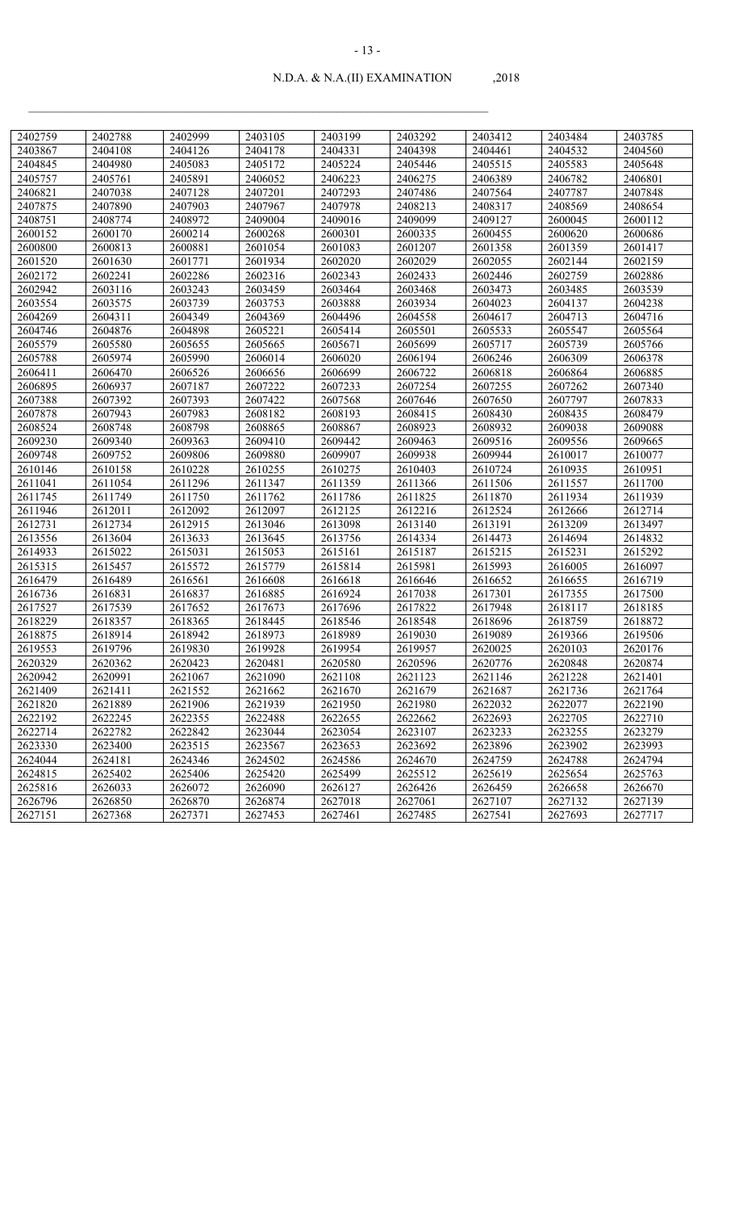| 2402759 | 2402788 | 2402999 | 2403105 | 2403199 | 2403292 | 2403412 | 2403484 | 2403785 |
|---|---|---|---|---|---|---|---|---|
| 2403867 | 2404108 | 2404126 | 2404178 | 2404331 | 2404398 | 2404461 | 2404532 | 2404560 |
| 2404845 | 2404980 | 2405083 | 2405172 | 2405224 | 2405446 | 2405515 | 2405583 | 2405648 |
| 2405757 | 2405761 | 2405891 | 2406052 | 2406223 | 2406275 | 2406389 | 2406782 | 2406801 |
| 2406821 | 2407038 | 2407128 | 2407201 | 2407293 | 2407486 | 2407564 | 2407787 | 2407848 |
| 2407875 | 2407890 | 2407903 | 2407967 | 2407978 | 2408213 | 2408317 | 2408569 | 2408654 |
| 2408751 | 2408774 | 2408972 | 2409004 | 2409016 | 2409099 | 2409127 | 2600045 | 2600112 |
| 2600152 | 2600170 | 2600214 | 2600268 | 2600301 | 2600335 | 2600455 | 2600620 | 2600686 |
| 2600800 | 2600813 | 2600881 | 2601054 | 2601083 | 2601207 | 2601358 | 2601359 | 2601417 |
| 2601520 | 2601630 | 2601771 | 2601934 | 2602020 | 2602029 | 2602055 | 2602144 | 2602159 |
| 2602172 | 2602241 | 2602286 | 2602316 | 2602343 | 2602433 | 2602446 | 2602759 | 2602886 |
| 2602942 | 2603116 | 2603243 | 2603459 | 2603464 | 2603468 | 2603473 | 2603485 | 2603539 |
| 2603554 | 2603575 | 2603739 | 2603753 | 2603888 | 2603934 | 2604023 | 2604137 | 2604238 |
| 2604269 | 2604311 | 2604349 | 2604369 | 2604496 | 2604558 | 2604617 | 2604713 | 2604716 |
| 2604746 | 2604876 | 2604898 | 2605221 | 2605414 | 2605501 | 2605533 | 2605547 | 2605564 |
| 2605579 | 2605580 | 2605655 | 2605665 | 2605671 | 2605699 | 2605717 | 2605739 | 2605766 |
| 2605788 | 2605974 | 2605990 | 2606014 | 2606020 | 2606194 | 2606246 | 2606309 | 2606378 |
| 2606411 | 2606470 | 2606526 | 2606656 | 2606699 | 2606722 | 2606818 | 2606864 | 2606885 |
| 2606895 | 2606937 | 2607187 | 2607222 | 2607233 | 2607254 | 2607255 | 2607262 | 2607340 |
| 2607388 | 2607392 | 2607393 | 2607422 | 2607568 | 2607646 | 2607650 | 2607797 | 2607833 |
| 2607878 | 2607943 | 2607983 | 2608182 | 2608193 | 2608415 | 2608430 | 2608435 | 2608479 |
| 2608524 | 2608748 | 2608798 | 2608865 | 2608867 | 2608923 | 2608932 | 2609038 | 2609088 |
| 2609230 | 2609340 | 2609363 | 2609410 | 2609442 | 2609463 | 2609516 | 2609556 | 2609665 |
| 2609748 | 2609752 | 2609806 | 2609880 | 2609907 | 2609938 | 2609944 | 2610017 | 2610077 |
| 2610146 | 2610158 | 2610228 | 2610255 | 2610275 | 2610403 | 2610724 | 2610935 | 2610951 |
| 2611041 | 2611054 | 2611296 | 2611347 | 2611359 | 2611366 | 2611506 | 2611557 | 2611700 |
| 2611745 | 2611749 | 2611750 | 2611762 | 2611786 | 2611825 | 2611870 | 2611934 | 2611939 |
| 2611946 | 2612011 | 2612092 | 2612097 | 2612125 | 2612216 | 2612524 | 2612666 | 2612714 |
| 2612731 | 2612734 | 2612915 | 2613046 | 2613098 | 2613140 | 2613191 | 2613209 | 2613497 |
| 2613556 | 2613604 | 2613633 | 2613645 | 2613756 | 2614334 | 2614473 | 2614694 | 2614832 |
| 2614933 | 2615022 | 2615031 | 2615053 | 2615161 | 2615187 | 2615215 | 2615231 | 2615292 |
| 2615315 | 2615457 | 2615572 | 2615779 | 2615814 | 2615981 | 2615993 | 2616005 | 2616097 |
| 2616479 | 2616489 | 2616561 | 2616608 | 2616618 | 2616646 | 2616652 | 2616655 | 2616719 |
| 2616736 | 2616831 | 2616837 | 2616885 | 2616924 | 2617038 | 2617301 | 2617355 | 2617500 |
| 2617527 | 2617539 | 2617652 | 2617673 | 2617696 | 2617822 | 2617948 | 2618117 | 2618185 |
| 2618229 | 2618357 | 2618365 | 2618445 | 2618546 | 2618548 | 2618696 | 2618759 | 2618872 |
| 2618875 | 2618914 | 2618942 | 2618973 | 2618989 | 2619030 | 2619089 | 2619366 | 2619506 |
| 2619553 | 2619796 | 2619830 | 2619928 | 2619954 | 2619957 | 2620025 | 2620103 | 2620176 |
| 2620329 | 2620362 | 2620423 | 2620481 | 2620580 | 2620596 | 2620776 | 2620848 | 2620874 |
| 2620942 | 2620991 | 2621067 | 2621090 | 2621108 | 2621123 | 2621146 | 2621228 | 2621401 |
| 2621409 | 2621411 | 2621552 | 2621662 | 2621670 | 2621679 | 2621687 | 2621736 | 2621764 |
| 2621820 | 2621889 | 2621906 | 2621939 | 2621950 | 2621980 | 2622032 | 2622077 | 2622190 |
| 2622192 | 2622245 | 2622355 | 2622488 | 2622655 | 2622662 | 2622693 | 2622705 | 2622710 |
| 2622714 | 2622782 | 2622842 | 2623044 | 2623054 | 2623107 | 2623233 | 2623255 | 2623279 |
| 2623330 | 2623400 | 2623515 | 2623567 | 2623653 | 2623692 | 2623896 | 2623902 | 2623993 |
| 2624044 | 2624181 | 2624346 | 2624502 | 2624586 | 2624670 | 2624759 | 2624788 | 2624794 |
| 2624815 | 2625402 | 2625406 | 2625420 | 2625499 | 2625512 | 2625619 | 2625654 | 2625763 |
| 2625816 | 2626033 | 2626072 | 2626090 | 2626127 | 2626426 | 2626459 | 2626658 | 2626670 |
| 2626796 | 2626850 | 2626870 | 2626874 | 2627018 | 2627061 | 2627107 | 2627132 | 2627139 |
| 2627151 | 2627368 | 2627371 | 2627453 | 2627461 | 2627485 | 2627541 | 2627693 | 2627717 |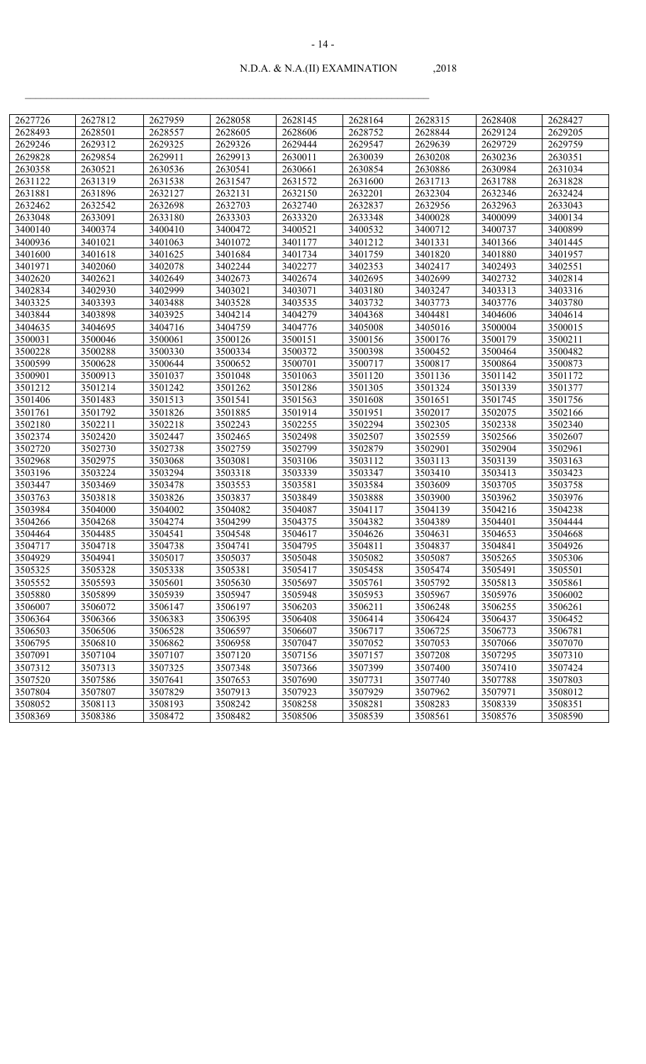| 2627726 | 2627812 | 2627959 | 2628058 | 2628145 | 2628164 | 2628315 | 2628408 | 2628427 |
|---|---|---|---|---|---|---|---|---|
| 2628493 | 2628501 | 2628557 | 2628605 | 2628606 | 2628752 | 2628844 | 2629124 | 2629205 |
| 2629246 | 2629312 | 2629325 | 2629326 | 2629444 | 2629547 | 2629639 | 2629729 | 2629759 |
| 2629828 | 2629854 | 2629911 | 2629913 | 2630011 | 2630039 | 2630208 | 2630236 | 2630351 |
| 2630358 | 2630521 | 2630536 | 2630541 | 2630661 | 2630854 | 2630886 | 2630984 | 2631034 |
| 2631122 | 2631319 | 2631538 | 2631547 | 2631572 | 2631600 | 2631713 | 2631788 | 2631828 |
| 2631881 | 2631896 | 2632127 | 2632131 | 2632150 | 2632201 | 2632304 | 2632346 | 2632424 |
| 2632462 | 2632542 | 2632698 | 2632703 | 2632740 | 2632837 | 2632956 | 2632963 | 2633043 |
| 2633048 | 2633091 | 2633180 | 2633303 | 2633320 | 2633348 | 3400028 | 3400099 | 3400134 |
| 3400140 | 3400374 | 3400410 | 3400472 | 3400521 | 3400532 | 3400712 | 3400737 | 3400899 |
| 3400936 | 3401021 | 3401063 | 3401072 | 3401177 | 3401212 | 3401331 | 3401366 | 3401445 |
| 3401600 | 3401618 | 3401625 | 3401684 | 3401734 | 3401759 | 3401820 | 3401880 | 3401957 |
| 3401971 | 3402060 | 3402078 | 3402244 | 3402277 | 3402353 | 3402417 | 3402493 | 3402551 |
| 3402620 | 3402621 | 3402649 | 3402673 | 3402674 | 3402695 | 3402699 | 3402732 | 3402814 |
| 3402834 | 3402930 | 3402999 | 3403021 | 3403071 | 3403180 | 3403247 | 3403313 | 3403316 |
| 3403325 | 3403393 | 3403488 | 3403528 | 3403535 | 3403732 | 3403773 | 3403776 | 3403780 |
| 3403844 | 3403898 | 3403925 | 3404214 | 3404279 | 3404368 | 3404481 | 3404606 | 3404614 |
| 3404635 | 3404695 | 3404716 | 3404759 | 3404776 | 3405008 | 3405016 | 3500004 | 3500015 |
| 3500031 | 3500046 | 3500061 | 3500126 | 3500151 | 3500156 | 3500176 | 3500179 | 3500211 |
| 3500228 | 3500288 | 3500330 | 3500334 | 3500372 | 3500398 | 3500452 | 3500464 | 3500482 |
| 3500599 | 3500628 | 3500644 | 3500652 | 3500701 | 3500717 | 3500817 | 3500864 | 3500873 |
| 3500901 | 3500913 | 3501037 | 3501048 | 3501063 | 3501120 | 3501136 | 3501142 | 3501172 |
| 3501212 | 3501214 | 3501242 | 3501262 | 3501286 | 3501305 | 3501324 | 3501339 | 3501377 |
| 3501406 | 3501483 | 3501513 | 3501541 | 3501563 | 3501608 | 3501651 | 3501745 | 3501756 |
| 3501761 | 3501792 | 3501826 | 3501885 | 3501914 | 3501951 | 3502017 | 3502075 | 3502166 |
| 3502180 | 3502211 | 3502218 | 3502243 | 3502255 | 3502294 | 3502305 | 3502338 | 3502340 |
| 3502374 | 3502420 | 3502447 | 3502465 | 3502498 | 3502507 | 3502559 | 3502566 | 3502607 |
| 3502720 | 3502730 | 3502738 | 3502759 | 3502799 | 3502879 | 3502901 | 3502904 | 3502961 |
| 3502968 | 3502975 | 3503068 | 3503081 | 3503106 | 3503112 | 3503113 | 3503139 | 3503163 |
| 3503196 | 3503224 | 3503294 | 3503318 | 3503339 | 3503347 | 3503410 | 3503413 | 3503423 |
| 3503447 | 3503469 | 3503478 | 3503553 | 3503581 | 3503584 | 3503609 | 3503705 | 3503758 |
| 3503763 | 3503818 | 3503826 | 3503837 | 3503849 | 3503888 | 3503900 | 3503962 | 3503976 |
| 3503984 | 3504000 | 3504002 | 3504082 | 3504087 | 3504117 | 3504139 | 3504216 | 3504238 |
| 3504266 | 3504268 | 3504274 | 3504299 | 3504375 | 3504382 | 3504389 | 3504401 | 3504444 |
| 3504464 | 3504485 | 3504541 | 3504548 | 3504617 | 3504626 | 3504631 | 3504653 | 3504668 |
| 3504717 | 3504718 | 3504738 | 3504741 | 3504795 | 3504811 | 3504837 | 3504841 | 3504926 |
| 3504929 | 3504941 | 3505017 | 3505037 | 3505048 | 3505082 | 3505087 | 3505265 | 3505306 |
| 3505325 | 3505328 | 3505338 | 3505381 | 3505417 | 3505458 | 3505474 | 3505491 | 3505501 |
| 3505552 | 3505593 | 3505601 | 3505630 | 3505697 | 3505761 | 3505792 | 3505813 | 3505861 |
| 3505880 | 3505899 | 3505939 | 3505947 | 3505948 | 3505953 | 3505967 | 3505976 | 3506002 |
| 3506007 | 3506072 | 3506147 | 3506197 | 3506203 | 3506211 | 3506248 | 3506255 | 3506261 |
| 3506364 | 3506366 | 3506383 | 3506395 | 3506408 | 3506414 | 3506424 | 3506437 | 3506452 |
| 3506503 | 3506506 | 3506528 | 3506597 | 3506607 | 3506717 | 3506725 | 3506773 | 3506781 |
| 3506795 | 3506810 | 3506862 | 3506958 | 3507047 | 3507052 | 3507053 | 3507066 | 3507070 |
| 3507091 | 3507104 | 3507107 | 3507120 | 3507156 | 3507157 | 3507208 | 3507295 | 3507310 |
| 3507312 | 3507313 | 3507325 | 3507348 | 3507366 | 3507399 | 3507400 | 3507410 | 3507424 |
| 3507520 | 3507586 | 3507641 | 3507653 | 3507690 | 3507731 | 3507740 | 3507788 | 3507803 |
| 3507804 | 3507807 | 3507829 | 3507913 | 3507923 | 3507929 | 3507962 | 3507971 | 3508012 |
| 3508052 | 3508113 | 3508193 | 3508242 | 3508258 | 3508281 | 3508283 | 3508339 | 3508351 |
| 3508369 | 3508386 | 3508472 | 3508482 | 3508506 | 3508539 | 3508561 | 3508576 | 3508590 |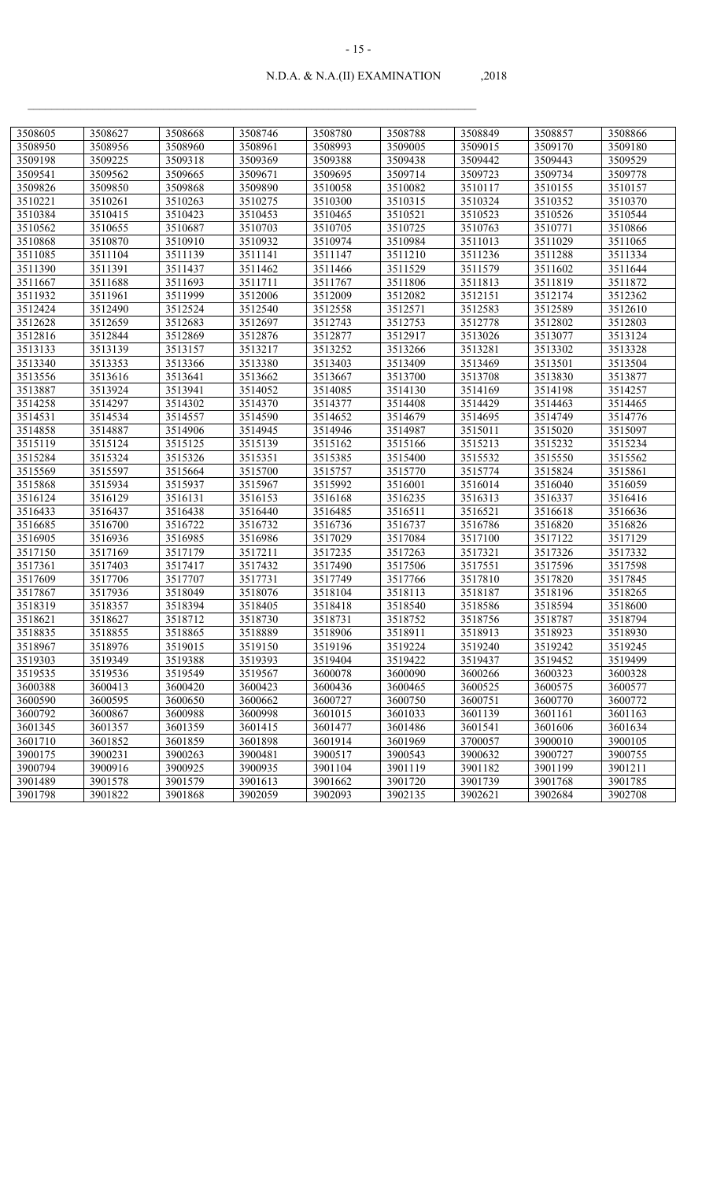| 3508605 | 3508627 | 3508668 | 3508746 | 3508780 | 3508788 | 3508849 | 3508857 | 3508866 |
|---|---|---|---|---|---|---|---|---|
| 3508950 | 3508956 | 3508960 | 3508961 | 3508993 | 3509005 | 3509015 | 3509170 | 3509180 |
| 3509198 | 3509225 | 3509318 | 3509369 | 3509388 | 3509438 | 3509442 | 3509443 | 3509529 |
| 3509541 | 3509562 | 3509665 | 3509671 | 3509695 | 3509714 | 3509723 | 3509734 | 3509778 |
| 3509826 | 3509850 | 3509868 | 3509890 | 3510058 | 3510082 | 3510117 | 3510155 | 3510157 |
| 3510221 | 3510261 | 3510263 | 3510275 | 3510300 | 3510315 | 3510324 | 3510352 | 3510370 |
| 3510384 | 3510415 | 3510423 | 3510453 | 3510465 | 3510521 | 3510523 | 3510526 | 3510544 |
| 3510562 | 3510655 | 3510687 | 3510703 | 3510705 | 3510725 | 3510763 | 3510771 | 3510866 |
| 3510868 | 3510870 | 3510910 | 3510932 | 3510974 | 3510984 | 3511013 | 3511029 | 3511065 |
| 3511085 | 3511104 | 3511139 | 3511141 | 3511147 | 3511210 | 3511236 | 3511288 | 3511334 |
| 3511390 | 3511391 | 3511437 | 3511462 | 3511466 | 3511529 | 3511579 | 3511602 | 3511644 |
| 3511667 | 3511688 | 3511693 | 3511711 | 3511767 | 3511806 | 3511813 | 3511819 | 3511872 |
| 3511932 | 3511961 | 3511999 | 3512006 | 3512009 | 3512082 | 3512151 | 3512174 | 3512362 |
| 3512424 | 3512490 | 3512524 | 3512540 | 3512558 | 3512571 | 3512583 | 3512589 | 3512610 |
| 3512628 | 3512659 | 3512683 | 3512697 | 3512743 | 3512753 | 3512778 | 3512802 | 3512803 |
| 3512816 | 3512844 | 3512869 | 3512876 | 3512877 | 3512917 | 3513026 | 3513077 | 3513124 |
| 3513133 | 3513139 | 3513157 | 3513217 | 3513252 | 3513266 | 3513281 | 3513302 | 3513328 |
| 3513340 | 3513353 | 3513366 | 3513380 | 3513403 | 3513409 | 3513469 | 3513501 | 3513504 |
| 3513556 | 3513616 | 3513641 | 3513662 | 3513667 | 3513700 | 3513708 | 3513830 | 3513877 |
| 3513887 | 3513924 | 3513941 | 3514052 | 3514085 | 3514130 | 3514169 | 3514198 | 3514257 |
| 3514258 | 3514297 | 3514302 | 3514370 | 3514377 | 3514408 | 3514429 | 3514463 | 3514465 |
| 3514531 | 3514534 | 3514557 | 3514590 | 3514652 | 3514679 | 3514695 | 3514749 | 3514776 |
| 3514858 | 3514887 | 3514906 | 3514945 | 3514946 | 3514987 | 3515011 | 3515020 | 3515097 |
| 3515119 | 3515124 | 3515125 | 3515139 | 3515162 | 3515166 | 3515213 | 3515232 | 3515234 |
| 3515284 | 3515324 | 3515326 | 3515351 | 3515385 | 3515400 | 3515532 | 3515550 | 3515562 |
| 3515569 | 3515597 | 3515664 | 3515700 | 3515757 | 3515770 | 3515774 | 3515824 | 3515861 |
| 3515868 | 3515934 | 3515937 | 3515967 | 3515992 | 3516001 | 3516014 | 3516040 | 3516059 |
| 3516124 | 3516129 | 3516131 | 3516153 | 3516168 | 3516235 | 3516313 | 3516337 | 3516416 |
| 3516433 | 3516437 | 3516438 | 3516440 | 3516485 | 3516511 | 3516521 | 3516618 | 3516636 |
| 3516685 | 3516700 | 3516722 | 3516732 | 3516736 | 3516737 | 3516786 | 3516820 | 3516826 |
| 3516905 | 3516936 | 3516985 | 3516986 | 3517029 | 3517084 | 3517100 | 3517122 | 3517129 |
| 3517150 | 3517169 | 3517179 | 3517211 | 3517235 | 3517263 | 3517321 | 3517326 | 3517332 |
| 3517361 | 3517403 | 3517417 | 3517432 | 3517490 | 3517506 | 3517551 | 3517596 | 3517598 |
| 3517609 | 3517706 | 3517707 | 3517731 | 3517749 | 3517766 | 3517810 | 3517820 | 3517845 |
| 3517867 | 3517936 | 3518049 | 3518076 | 3518104 | 3518113 | 3518187 | 3518196 | 3518265 |
| 3518319 | 3518357 | 3518394 | 3518405 | 3518418 | 3518540 | 3518586 | 3518594 | 3518600 |
| 3518621 | 3518627 | 3518712 | 3518730 | 3518731 | 3518752 | 3518756 | 3518787 | 3518794 |
| 3518835 | 3518855 | 3518865 | 3518889 | 3518906 | 3518911 | 3518913 | 3518923 | 3518930 |
| 3518967 | 3518976 | 3519015 | 3519150 | 3519196 | 3519224 | 3519240 | 3519242 | 3519245 |
| 3519303 | 3519349 | 3519388 | 3519393 | 3519404 | 3519422 | 3519437 | 3519452 | 3519499 |
| 3519535 | 3519536 | 3519549 | 3519567 | 3600078 | 3600090 | 3600266 | 3600323 | 3600328 |
| 3600388 | 3600413 | 3600420 | 3600423 | 3600436 | 3600465 | 3600525 | 3600575 | 3600577 |
| 3600590 | 3600595 | 3600650 | 3600662 | 3600727 | 3600750 | 3600751 | 3600770 | 3600772 |
| 3600792 | 3600867 | 3600988 | 3600998 | 3601015 | 3601033 | 3601139 | 3601161 | 3601163 |
| 3601345 | 3601357 | 3601359 | 3601415 | 3601477 | 3601486 | 3601541 | 3601606 | 3601634 |
| 3601710 | 3601852 | 3601859 | 3601898 | 3601914 | 3601969 | 3700057 | 3900010 | 3900105 |
| 3900175 | 3900231 | 3900263 | 3900481 | 3900517 | 3900543 | 3900632 | 3900727 | 3900755 |
| 3900794 | 3900916 | 3900925 | 3900935 | 3901104 | 3901119 | 3901182 | 3901199 | 3901211 |
| 3901489 | 3901578 | 3901579 | 3901613 | 3901662 | 3901720 | 3901739 | 3901768 | 3901785 |
| 3901798 | 3901822 | 3901868 | 3902059 | 3902093 | 3902135 | 3902621 | 3902684 | 3902708 |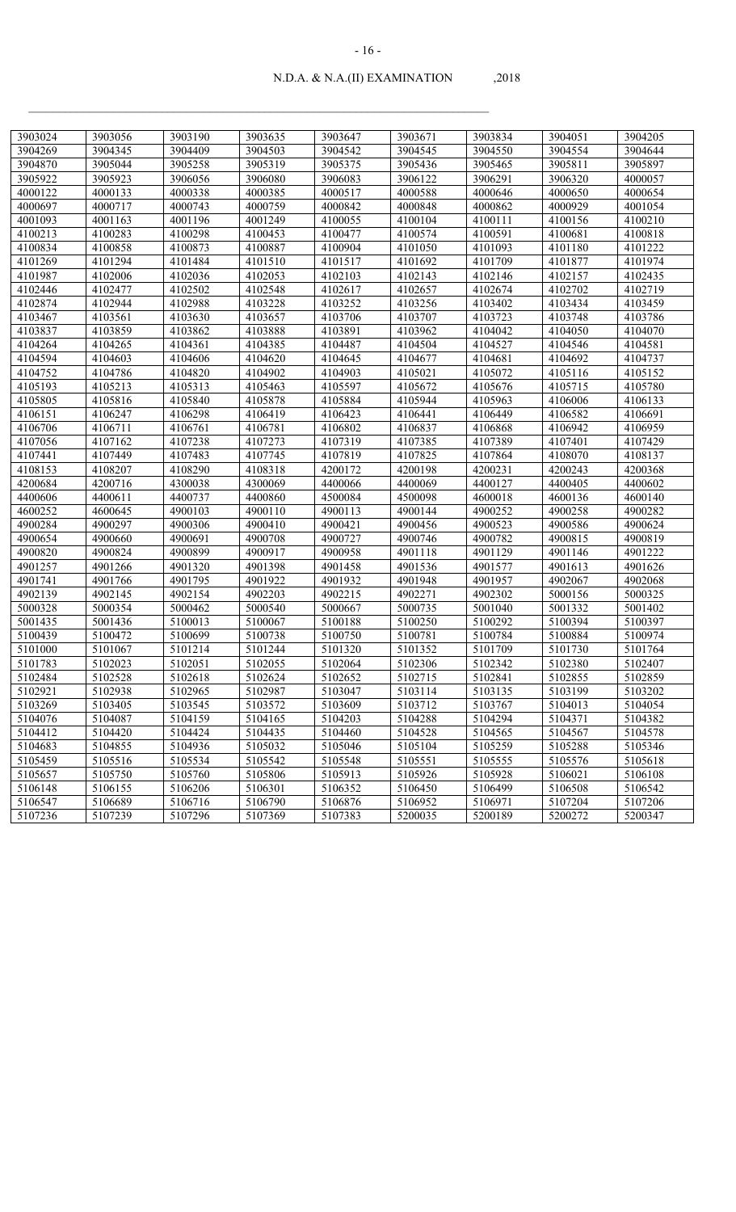N.D.A. & N.A.(II) EXAMINATION ,2018

| 3903024 | 3903056 | 3903190 | 3903635 | 3903647 | 3903671 | 3903834 | 3904051 | 3904205 |
|---|---|---|---|---|---|---|---|---|
| 3904269 | 3904345 | 3904409 | 3904503 | 3904542 | 3904545 | 3904550 | 3904554 | 3904644 |
| 3904870 | 3905044 | 3905258 | 3905319 | 3905375 | 3905436 | 3905465 | 3905811 | 3905897 |
| 3905922 | 3905923 | 3906056 | 3906080 | 3906083 | 3906122 | 3906291 | 3906320 | 4000057 |
| 4000122 | 4000133 | 4000338 | 4000385 | 4000517 | 4000588 | 4000646 | 4000650 | 4000654 |
| 4000697 | 4000717 | 4000743 | 4000759 | 4000842 | 4000848 | 4000862 | 4000929 | 4001054 |
| 4001093 | 4001163 | 4001196 | 4001249 | 4100055 | 4100104 | 4100111 | 4100156 | 4100210 |
| 4100213 | 4100283 | 4100298 | 4100453 | 4100477 | 4100574 | 4100591 | 4100681 | 4100818 |
| 4100834 | 4100858 | 4100873 | 4100887 | 4100904 | 4101050 | 4101093 | 4101180 | 4101222 |
| 4101269 | 4101294 | 4101484 | 4101510 | 4101517 | 4101692 | 4101709 | 4101877 | 4101974 |
| 4101987 | 4102006 | 4102036 | 4102053 | 4102103 | 4102143 | 4102146 | 4102157 | 4102435 |
| 4102446 | 4102477 | 4102502 | 4102548 | 4102617 | 4102657 | 4102674 | 4102702 | 4102719 |
| 4102874 | 4102944 | 4102988 | 4103228 | 4103252 | 4103256 | 4103402 | 4103434 | 4103459 |
| 4103467 | 4103561 | 4103630 | 4103657 | 4103706 | 4103707 | 4103723 | 4103748 | 4103786 |
| 4103837 | 4103859 | 4103862 | 4103888 | 4103891 | 4103962 | 4104042 | 4104050 | 4104070 |
| 4104264 | 4104265 | 4104361 | 4104385 | 4104487 | 4104504 | 4104527 | 4104546 | 4104581 |
| 4104594 | 4104603 | 4104606 | 4104620 | 4104645 | 4104677 | 4104681 | 4104692 | 4104737 |
| 4104752 | 4104786 | 4104820 | 4104902 | 4104903 | 4105021 | 4105072 | 4105116 | 4105152 |
| 4105193 | 4105213 | 4105313 | 4105463 | 4105597 | 4105672 | 4105676 | 4105715 | 4105780 |
| 4105805 | 4105816 | 4105840 | 4105878 | 4105884 | 4105944 | 4105963 | 4106006 | 4106133 |
| 4106151 | 4106247 | 4106298 | 4106419 | 4106423 | 4106441 | 4106449 | 4106582 | 4106691 |
| 4106706 | 4106711 | 4106761 | 4106781 | 4106802 | 4106837 | 4106868 | 4106942 | 4106959 |
| 4107056 | 4107162 | 4107238 | 4107273 | 4107319 | 4107385 | 4107389 | 4107401 | 4107429 |
| 4107441 | 4107449 | 4107483 | 4107745 | 4107819 | 4107825 | 4107864 | 4108070 | 4108137 |
| 4108153 | 4108207 | 4108290 | 4108318 | 4200172 | 4200198 | 4200231 | 4200243 | 4200368 |
| 4200684 | 4200716 | 4300038 | 4300069 | 4400066 | 4400069 | 4400127 | 4400405 | 4400602 |
| 4400606 | 4400611 | 4400737 | 4400860 | 4500084 | 4500098 | 4600018 | 4600136 | 4600140 |
| 4600252 | 4600645 | 4900103 | 4900110 | 4900113 | 4900144 | 4900252 | 4900258 | 4900282 |
| 4900284 | 4900297 | 4900306 | 4900410 | 4900421 | 4900456 | 4900523 | 4900586 | 4900624 |
| 4900654 | 4900660 | 4900691 | 4900708 | 4900727 | 4900746 | 4900782 | 4900815 | 4900819 |
| 4900820 | 4900824 | 4900899 | 4900917 | 4900958 | 4901118 | 4901129 | 4901146 | 4901222 |
| 4901257 | 4901266 | 4901320 | 4901398 | 4901458 | 4901536 | 4901577 | 4901613 | 4901626 |
| 4901741 | 4901766 | 4901795 | 4901922 | 4901932 | 4901948 | 4901957 | 4902067 | 4902068 |
| 4902139 | 4902145 | 4902154 | 4902203 | 4902215 | 4902271 | 4902302 | 5000156 | 5000325 |
| 5000328 | 5000354 | 5000462 | 5000540 | 5000667 | 5000735 | 5001040 | 5001332 | 5001402 |
| 5001435 | 5001436 | 5100013 | 5100067 | 5100188 | 5100250 | 5100292 | 5100394 | 5100397 |
| 5100439 | 5100472 | 5100699 | 5100738 | 5100750 | 5100781 | 5100784 | 5100884 | 5100974 |
| 5101000 | 5101067 | 5101214 | 5101244 | 5101320 | 5101352 | 5101709 | 5101730 | 5101764 |
| 5101783 | 5102023 | 5102051 | 5102055 | 5102064 | 5102306 | 5102342 | 5102380 | 5102407 |
| 5102484 | 5102528 | 5102618 | 5102624 | 5102652 | 5102715 | 5102841 | 5102855 | 5102859 |
| 5102921 | 5102938 | 5102965 | 5102987 | 5103047 | 5103114 | 5103135 | 5103199 | 5103202 |
| 5103269 | 5103405 | 5103545 | 5103572 | 5103609 | 5103712 | 5103767 | 5104013 | 5104054 |
| 5104076 | 5104087 | 5104159 | 5104165 | 5104203 | 5104288 | 5104294 | 5104371 | 5104382 |
| 5104412 | 5104420 | 5104424 | 5104435 | 5104460 | 5104528 | 5104565 | 5104567 | 5104578 |
| 5104683 | 5104855 | 5104936 | 5105032 | 5105046 | 5105104 | 5105259 | 5105288 | 5105346 |
| 5105459 | 5105516 | 5105534 | 5105542 | 5105548 | 5105551 | 5105555 | 5105576 | 5105618 |
| 5105657 | 5105750 | 5105760 | 5105806 | 5105913 | 5105926 | 5105928 | 5106021 | 5106108 |
| 5106148 | 5106155 | 5106206 | 5106301 | 5106352 | 5106450 | 5106499 | 5106508 | 5106542 |
| 5106547 | 5106689 | 5106716 | 5106790 | 5106876 | 5106952 | 5106971 | 5107204 | 5107206 |
| 5107236 | 5107239 | 5107296 | 5107369 | 5107383 | 5200035 | 5200189 | 5200272 | 5200347 |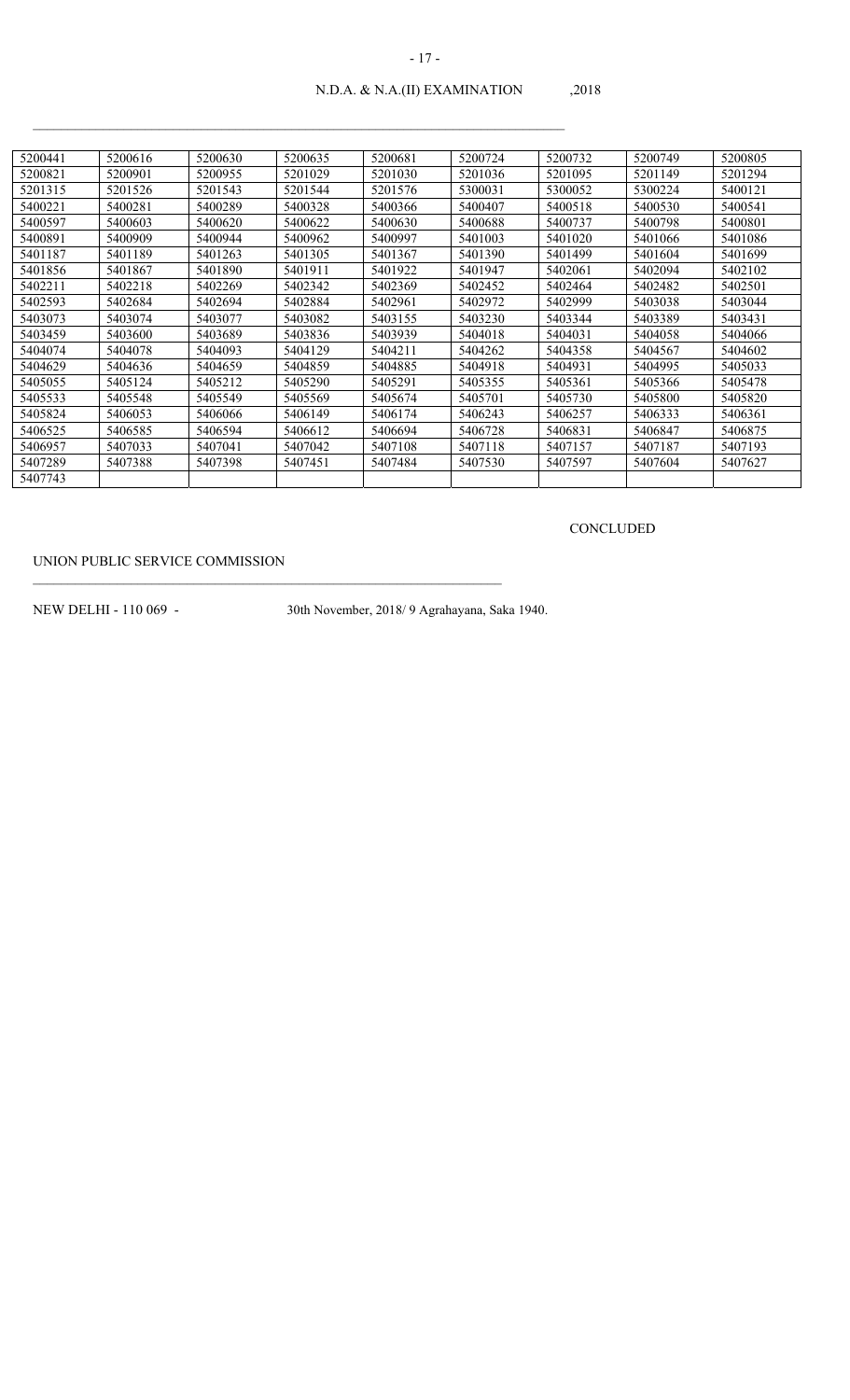N.D.A. & N.A.(II) EXAMINATION ,2018

| | | | | | | | | |
|---|---|---|---|---|---|---|---|---|
| 5200441 | 5200616 | 5200630 | 5200635 | 5200681 | 5200724 | 5200732 | 5200749 | 5200805 |
| 5200821 | 5200901 | 5200955 | 5201029 | 5201030 | 5201036 | 5201095 | 5201149 | 5201294 |
| 5201315 | 5201526 | 5201543 | 5201544 | 5201576 | 5300031 | 5300052 | 5300224 | 5400121 |
| 5400221 | 5400281 | 5400289 | 5400328 | 5400366 | 5400407 | 5400518 | 5400530 | 5400541 |
| 5400597 | 5400603 | 5400620 | 5400622 | 5400630 | 5400688 | 5400737 | 5400798 | 5400801 |
| 5400891 | 5400909 | 5400944 | 5400962 | 5400997 | 5401003 | 5401020 | 5401066 | 5401086 |
| 5401187 | 5401189 | 5401263 | 5401305 | 5401367 | 5401390 | 5401499 | 5401604 | 5401699 |
| 5401856 | 5401867 | 5401890 | 5401911 | 5401922 | 5401947 | 5402061 | 5402094 | 5402102 |
| 5402211 | 5402218 | 5402269 | 5402342 | 5402369 | 5402452 | 5402464 | 5402482 | 5402501 |
| 5402593 | 5402684 | 5402694 | 5402884 | 5402961 | 5402972 | 5402999 | 5403038 | 5403044 |
| 5403073 | 5403074 | 5403077 | 5403082 | 5403155 | 5403230 | 5403344 | 5403389 | 5403431 |
| 5403459 | 5403600 | 5403689 | 5403836 | 5403939 | 5404018 | 5404031 | 5404058 | 5404066 |
| 5404074 | 5404078 | 5404093 | 5404129 | 5404211 | 5404262 | 5404358 | 5404567 | 5404602 |
| 5404629 | 5404636 | 5404659 | 5404859 | 5404885 | 5404918 | 5404931 | 5404995 | 5405033 |
| 5405055 | 5405124 | 5405212 | 5405290 | 5405291 | 5405355 | 5405361 | 5405366 | 5405478 |
| 5405533 | 5405548 | 5405549 | 5405569 | 5405674 | 5405701 | 5405730 | 5405800 | 5405820 |
| 5405824 | 5406053 | 5406066 | 5406149 | 5406174 | 5406243 | 5406257 | 5406333 | 5406361 |
| 5406525 | 5406585 | 5406594 | 5406612 | 5406694 | 5406728 | 5406831 | 5406847 | 5406875 |
| 5406957 | 5407033 | 5407041 | 5407042 | 5407108 | 5407118 | 5407157 | 5407187 | 5407193 |
| 5407289 | 5407388 | 5407398 | 5407451 | 5407484 | 5407530 | 5407597 | 5407604 | 5407627 |
| 5407743 | | | | | | | | |

CONCLUDED

UNION PUBLIC SERVICE COMMISSION

NEW DELHI - 110 069 - 30th November, 2018/ 9 Agrahayana, Saka 1940.